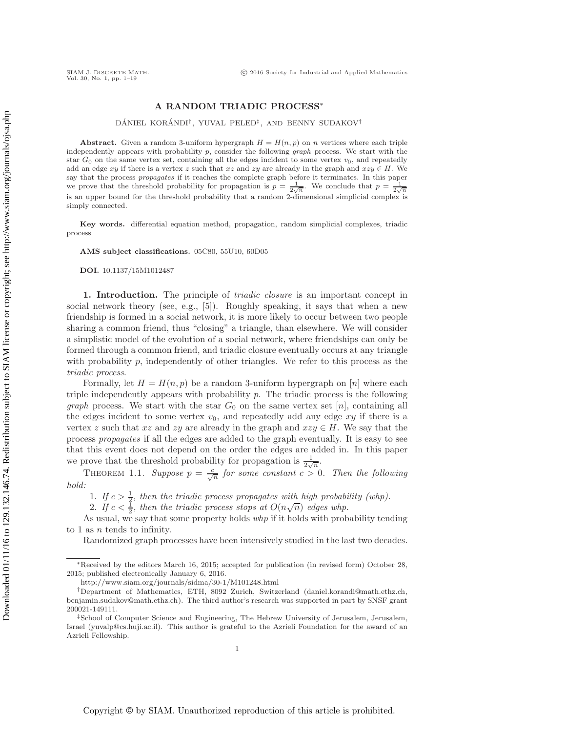# A RANDOM TRIADIC PROCESS*

DÁNIEL KORÁNDI†, YUVAL PELED‡, AND BENNY SUDAKOV†

**Abstract.** Given a random 3-uniform hypergraph $H = H(n, p)$ on $n$ vertices where each triple independently appears with probability $p$, consider the following *graph* process. We start with the star $G_0$ on the same vertex set, containing all the edges incident to some vertex $v_0$, and repeatedly add an edge $xy$ if there is a vertex $z$ such that $xz$ and $zy$ are already in the graph and $xzy \in H$. We say that the process *propagates* if it reaches the complete graph before it terminates. In this paper we prove that the threshold probability for propagation is $p = \frac{1}{2\sqrt{n}}$. We conclude that $p = \frac{1}{2\sqrt{n}}$ is an upper bound for the threshold probability that a random 2-dimensional simplicial complex is simply connected.

**Key words.** differential equation method, propagation, random simplicial complexes, triadic process

**AMS subject classifications.** 05C80, 55U10, 60D05

**DOI.** 10.1137/15M1012487

## 1. Introduction.

The principle of *triadic closure* is an important concept in social network theory (see, e.g., [5]). Roughly speaking, it says that when a new friendship is formed in a social network, it is more likely to occur between two people sharing a common friend, thus "closing" a triangle, than elsewhere. We will consider a simplistic model of the evolution of a social network, where friendships can only be formed through a common friend, and triadic closure eventually occurs at any triangle with probability $p$, independently of other triangles. We refer to this process as the *triadic process*.

Formally, let $H = H(n, p)$ be a random 3-uniform hypergraph on $[n]$ where each triple independently appears with probability $p$. The triadic process is the following *graph* process. We start with the star $G_0$ on the same vertex set $[n]$, containing all the edges incident to some vertex $v_0$, and repeatedly add any edge $xy$ if there is a vertex $z$ such that $xz$ and $zy$ are already in the graph and $xzy \in H$. We say that the process *propagates* if all the edges are added to the graph eventually. It is easy to see that this event does not depend on the order the edges are added in. In this paper we prove that the threshold probability for propagation is $\frac{1}{2\sqrt{n}}$.

THEOREM 1.1. *Suppose $p = \frac{c}{\sqrt{n}}$ for some constant $c > 0$. Then the following hold:*

1. *If $c > \frac{1}{2}$, then the triadic process propagates with high probability (whp).*
2. *If $c < \frac{1}{2}$, then the triadic process stops at $O(n\sqrt{n})$ edges whp.*

As usual, we say that some property holds *whp* if it holds with probability tending to 1 as $n$ tends to infinity.

Randomized graph processes have been intensively studied in the last two decades.

---

*Received by the editors March 16, 2015; accepted for publication (in revised form) October 28, 2015; published electronically January 6, 2016.

http://www.siam.org/journals/sidma/30-1/M101248.html

†Department of Mathematics, ETH, 8092 Zurich, Switzerland (daniel.korandi@math.ethz.ch, benjamin.sudakov@math.ethz.ch). The third author's research was supported in part by SNSF grant 200021-149111.

‡School of Computer Science and Engineering, The Hebrew University of Jerusalem, Jerusalem, Israel (yuvalp@cs.huji.ac.il). This author is grateful to the Azrieli Foundation for the award of an Azrieli Fellowship.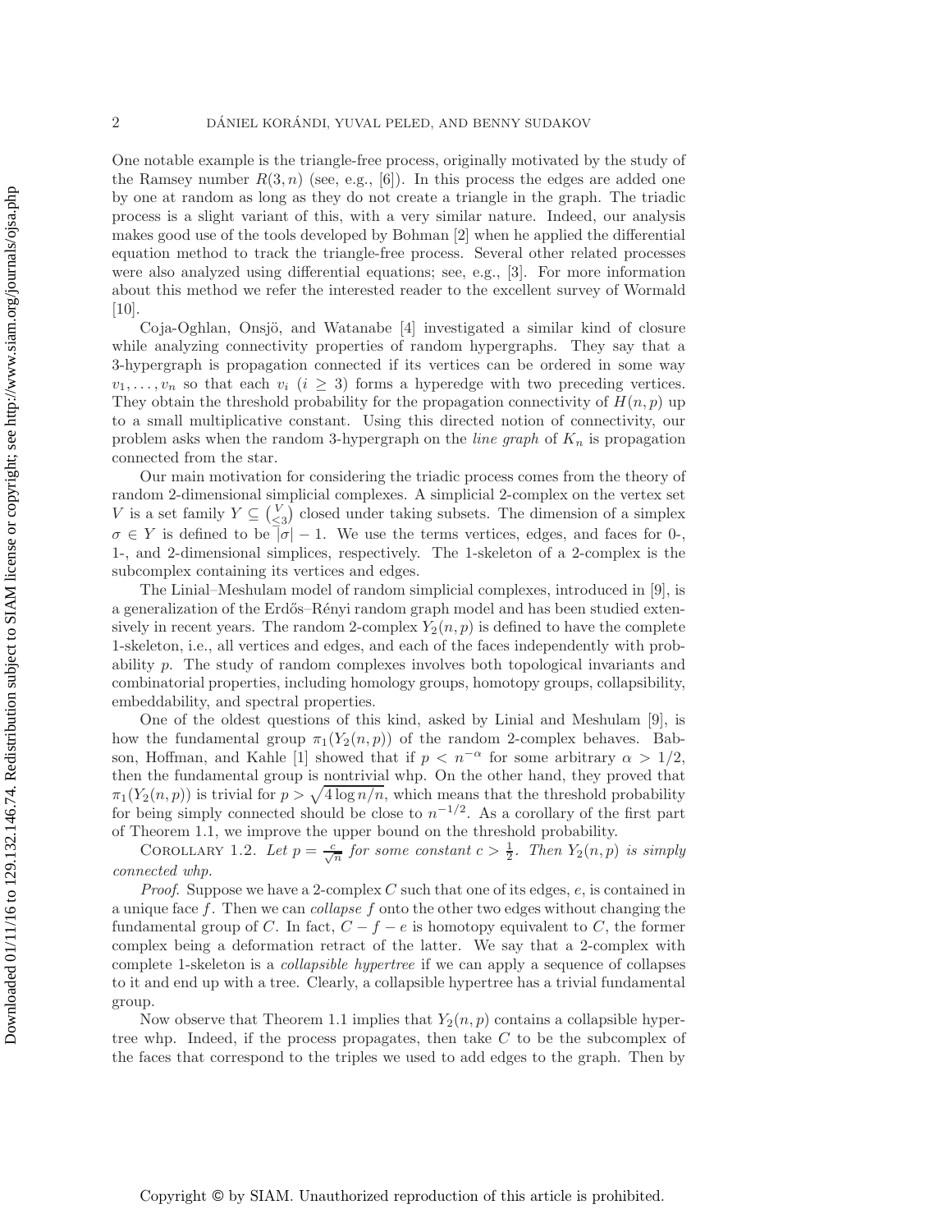One notable example is the triangle-free process, originally motivated by the study of the Ramsey number $R(3,n)$ (see, e.g., [6]). In this process the edges are added one by one at random as long as they do not create a triangle in the graph. The triadic process is a slight variant of this, with a very similar nature. Indeed, our analysis makes good use of the tools developed by Bohman [2] when he applied the differential equation method to track the triangle-free process. Several other related processes were also analyzed using differential equations; see, e.g., [3]. For more information about this method we refer the interested reader to the excellent survey of Wormald [10].

Coja-Oghlan, Onsjö, and Watanabe [4] investigated a similar kind of closure while analyzing connectivity properties of random hypergraphs. They say that a 3-hypergraph is propagation connected if its vertices can be ordered in some way $v_1, \ldots, v_n$ so that each $v_i$ ($i \geq 3$) forms a hyperedge with two preceding vertices. They obtain the threshold probability for the propagation connectivity of $H(n,p)$ up to a small multiplicative constant. Using this directed notion of connectivity, our problem asks when the random 3-hypergraph on the *line graph* of $K_n$ is propagation connected from the star.

Our main motivation for considering the triadic process comes from the theory of random 2-dimensional simplicial complexes. A simplicial 2-complex on the vertex set $V$ is a set family $Y \subseteq \binom{V}{\leq 3}$ closed under taking subsets. The dimension of a simplex $\sigma \in Y$ is defined to be $|\sigma| - 1$. We use the terms vertices, edges, and faces for 0-, 1-, and 2-dimensional simplices, respectively. The 1-skeleton of a 2-complex is the subcomplex containing its vertices and edges.

The Linial–Meshulam model of random simplicial complexes, introduced in [9], is a generalization of the Erdős–Rényi random graph model and has been studied extensively in recent years. The random 2-complex $Y_2(n,p)$ is defined to have the complete 1-skeleton, i.e., all vertices and edges, and each of the faces independently with probability $p$. The study of random complexes involves both topological invariants and combinatorial properties, including homology groups, homotopy groups, collapsibility, embeddability, and spectral properties.

One of the oldest questions of this kind, asked by Linial and Meshulam [9], is how the fundamental group $\pi_1(Y_2(n,p))$ of the random 2-complex behaves. Babson, Hoffman, and Kahle [1] showed that if $p < n^{-\alpha}$ for some arbitrary $\alpha > 1/2$, then the fundamental group is nontrivial whp. On the other hand, they proved that $\pi_1(Y_2(n,p))$ is trivial for $p > \sqrt{4 \log n / n}$, which means that the threshold probability for being simply connected should be close to $n^{-1/2}$. As a corollary of the first part of Theorem 1.1, we improve the upper bound on the threshold probability.

Corollary 1.2. *Let $p = \frac{c}{\sqrt{n}}$ for some constant $c > \frac{1}{2}$. Then $Y_2(n,p)$ is simply connected whp.*

*Proof*. Suppose we have a 2-complex $C$ such that one of its edges, $e$, is contained in a unique face $f$. Then we can *collapse* $f$ onto the other two edges without changing the fundamental group of $C$. In fact, $C - f - e$ is homotopy equivalent to $C$, the former complex being a deformation retract of the latter. We say that a 2-complex with complete 1-skeleton is a *collapsible hypertree* if we can apply a sequence of collapses to it and end up with a tree. Clearly, a collapsible hypertree has a trivial fundamental group.

Now observe that Theorem 1.1 implies that $Y_2(n,p)$ contains a collapsible hypertree whp. Indeed, if the process propagates, then take $C$ to be the subcomplex of the faces that correspond to the triples we used to add edges to the graph. Then by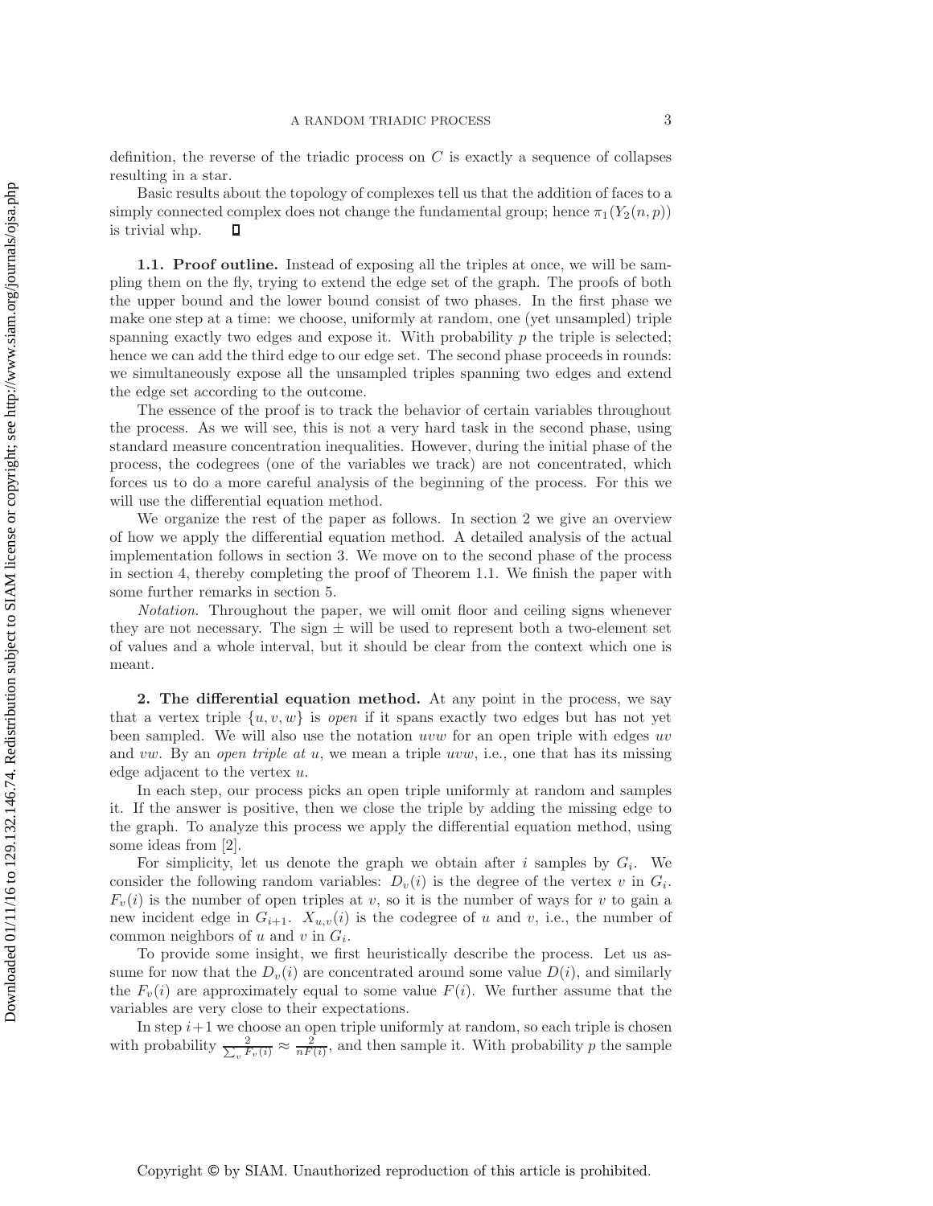definition, the reverse of the triadic process on $C$ is exactly a sequence of collapses resulting in a star.

Basic results about the topology of complexes tell us that the addition of faces to a simply connected complex does not change the fundamental group; hence $\pi_1(Y_2(n,p))$ is trivial whhp. $\square$

### 1.1. Proof outline.

Instead of exposing all the triples at once, we will be sampling them on the fly, trying to extend the edge set of the graph. The proofs of both the upper bound and the lower bound consist of two phases. In the first phase we make one step at a time: we choose, uniformly at random, one (yet unsampled) triple spanning exactly two edges and expose it. With probability $p$ the triple is selected; hence we can add the third edge to our edge set. The second phase proceeds in rounds: we simultaneously expose all the unsampled triples spanning two edges and extend the edge set according to the outcome.

The essence of the proof is to track the behavior of certain variables throughout the process. As we will see, this is not a very hard task in the second phase, using standard measure concentration inequalities. However, during the initial phase of the process, the codegrees (one of the variables we track) are not concentrated, which forces us to do a more careful analysis of the beginning of the process. For this we will use the differential equation method.

We organize the rest of the paper as follows. In section 2 we give an overview of how we apply the differential equation method. A detailed analysis of the actual implementation follows in section 3. We move on to the second phase of the process in section 4, thereby completing the proof of Theorem 1.1. We finish the paper with some further remarks in section 5.

*Notation*. Throughout the paper, we will omit floor and ceiling signs whenever they are not necessary. The sign $\pm$ will be used to represent both a two-element set of values and a whole interval, but it should be clear from the context which one is meant.

## 2. The differential equation method.

At any point in the process, we say that a vertex triple $\{u, v, w\}$ is *open* if it spans exactly two edges but has not yet been sampled. We will also use the notation $uvw$ for an open triple with edges $uv$ and $vw$. By an *open triple at* $u$, we mean a triple $uvw$, i.e., one that has its missing edge adjacent to the vertex $u$.

In each step, our process picks an open triple uniformly at random and samples it. If the answer is positive, then we close the triple by adding the missing edge to the graph. To analyze this process we apply the differential equation method, using some ideas from [2].

For simplicity, let us denote the graph we obtain after $i$ samples by $G_i$. We consider the following random variables: $D_v(i)$ is the degree of the vertex $v$ in $G_i$. $F_v(i)$ is the number of open triples at $v$, so it is the number of ways for $v$ to gain a new incident edge in $G_{i+1}$. $X_{u,v}(i)$ is the codegree of $u$ and $v$, i.e., the number of common neighbors of $u$ and $v$ in $G_i$.

To provide some insight, we first heuristically describe the process. Let us assume for now that the $D_v(i)$ are concentrated around some value $D(i)$, and similarly the $F_v(i)$ are approximately equal to some value $F(i)$. We further assume that the variables are very close to their expectations.

In step $i+1$ we choose an open triple uniformly at random, so each triple is chosen with probability $\frac{2}{\sum_v F_v(i)} \approx \frac{2}{nF(i)}$, and then sample it. With probability $p$ the sample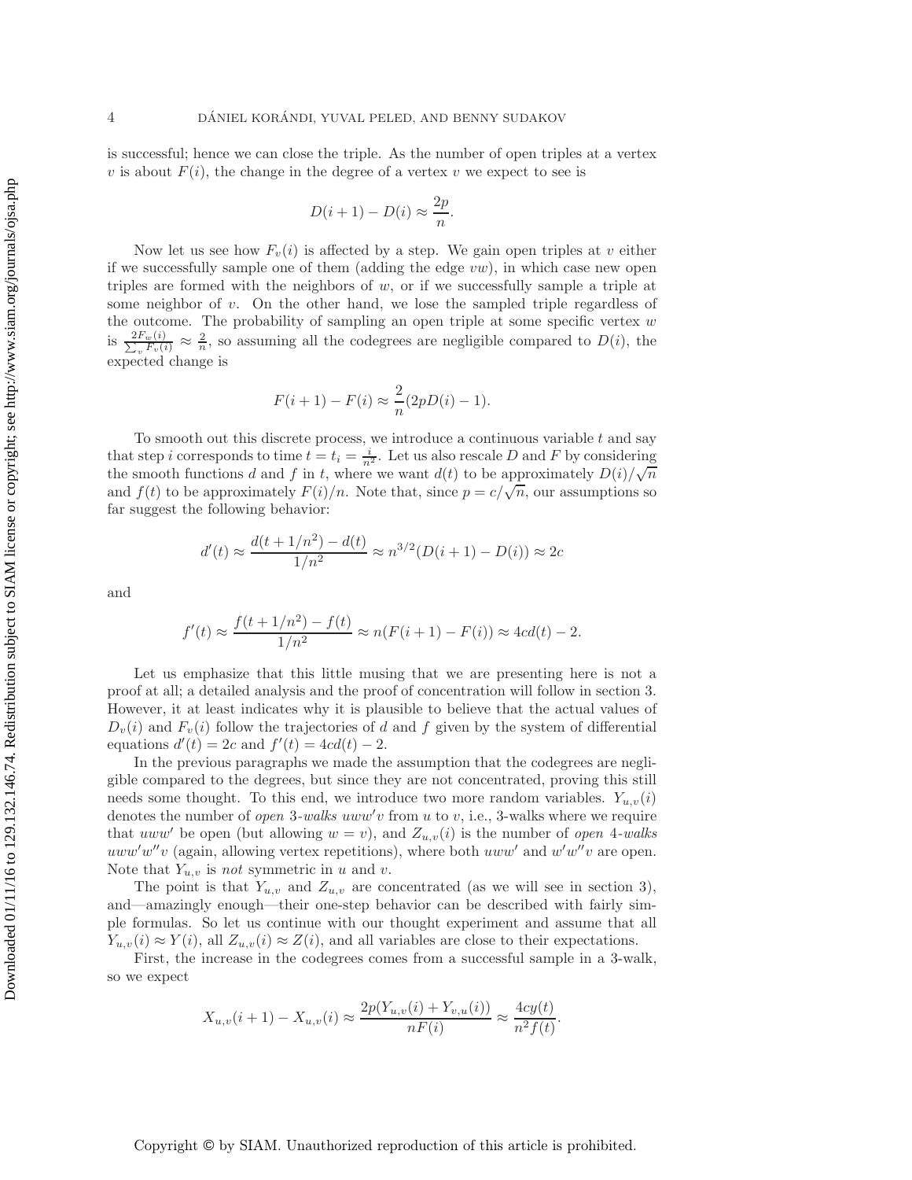is successful; hence we can close the triple. As the number of open triples at a vertex $v$ is about $F(i)$, the change in the degree of a vertex $v$ we expect to see is

$$D(i+1) - D(i) \approx \frac{2p}{n}.$$

Now let us see how $F_v(i)$ is affected by a step. We gain open triples at $v$ either if we successfully sample one of them (adding the edge $vw$), in which case new open triples are formed with the neighbors of $w$, or if we successfully sample a triple at some neighbor of $v$. On the other hand, we lose the sampled triple regardless of the outcome. The probability of sampling an open triple at some specific vertex $w$ is $\frac{2F_w(i)}{\sum_v F_v(i)} \approx \frac{2}{n}$, so assuming all the codegrees are negligible compared to $D(i)$, the expected change is

$$F(i+1) - F(i) \approx \frac{2}{n}(2pD(i) - 1).$$

To smooth out this discrete process, we introduce a continuous variable $t$ and say that step $i$ corresponds to time $t = t_i = \frac{i}{n^2}$. Let us also rescale $D$ and $F$ by considering the smooth functions $d$ and $f$ in $t$, where we want $d(t)$ to be approximately $D(i)/\sqrt{n}$ and $f(t)$ to be approximately $F(i)/n$. Note that, since $p = c/\sqrt{n}$, our assumptions so far suggest the following behavior:

$$d'(t) \approx \frac{d(t + 1/n^2) - d(t)}{1/n^2} \approx n^{3/2}(D(i+1) - D(i)) \approx 2c$$

and

$$f'(t) \approx \frac{f(t + 1/n^2) - f(t)}{1/n^2} \approx n(F(i+1) - F(i)) \approx 4cd(t) - 2.$$

Let us emphasize that this little musing that we are presenting here is not a proof at all; a detailed analysis and the proof of concentration will follow in section 3. However, it at least indicates why it is plausible to believe that the actual values of $D_v(i)$ and $F_v(i)$ follow the trajectories of $d$ and $f$ given by the system of differential equations $d'(t) = 2c$ and $f'(t) = 4cd(t) - 2$.

In the previous paragraphs we made the assumption that the codegrees are negligible compared to the degrees, but since they are not concentrated, proving this still needs some thought. To this end, we introduce two more random variables. $Y_{u,v}(i)$ denotes the number of *open* 3*-walks* $uww'v$ from $u$ to $v$, i.e., 3-walks where we require that $uww'$ be open (but allowing $w = v$), and $Z_{u,v}(i)$ is the number of *open* 4*-walks* $uww'w''v$ (again, allowing vertex repetitions), where both $uww'$ and $w'w''v$ are open. Note that $Y_{u,v}$ is *not* symmetric in $u$ and $v$.

The point is that $Y_{u,v}$ and $Z_{u,v}$ are concentrated (as we will see in section 3), and—amazingly enough—their one-step behavior can be described with fairly simple formulas. So let us continue with our thought experiment and assume that all $Y_{u,v}(i) \approx Y(i)$, all $Z_{u,v}(i) \approx Z(i)$, and all variables are close to their expectations.

First, the increase in the codegrees comes from a successful sample in a 3-walk, so we expect

$$X_{u,v}(i+1) - X_{u,v}(i) \approx \frac{2p(Y_{u,v}(i) + Y_{v,u}(i))}{nF(i)} \approx \frac{4cy(t)}{n^2 f(t)}.$$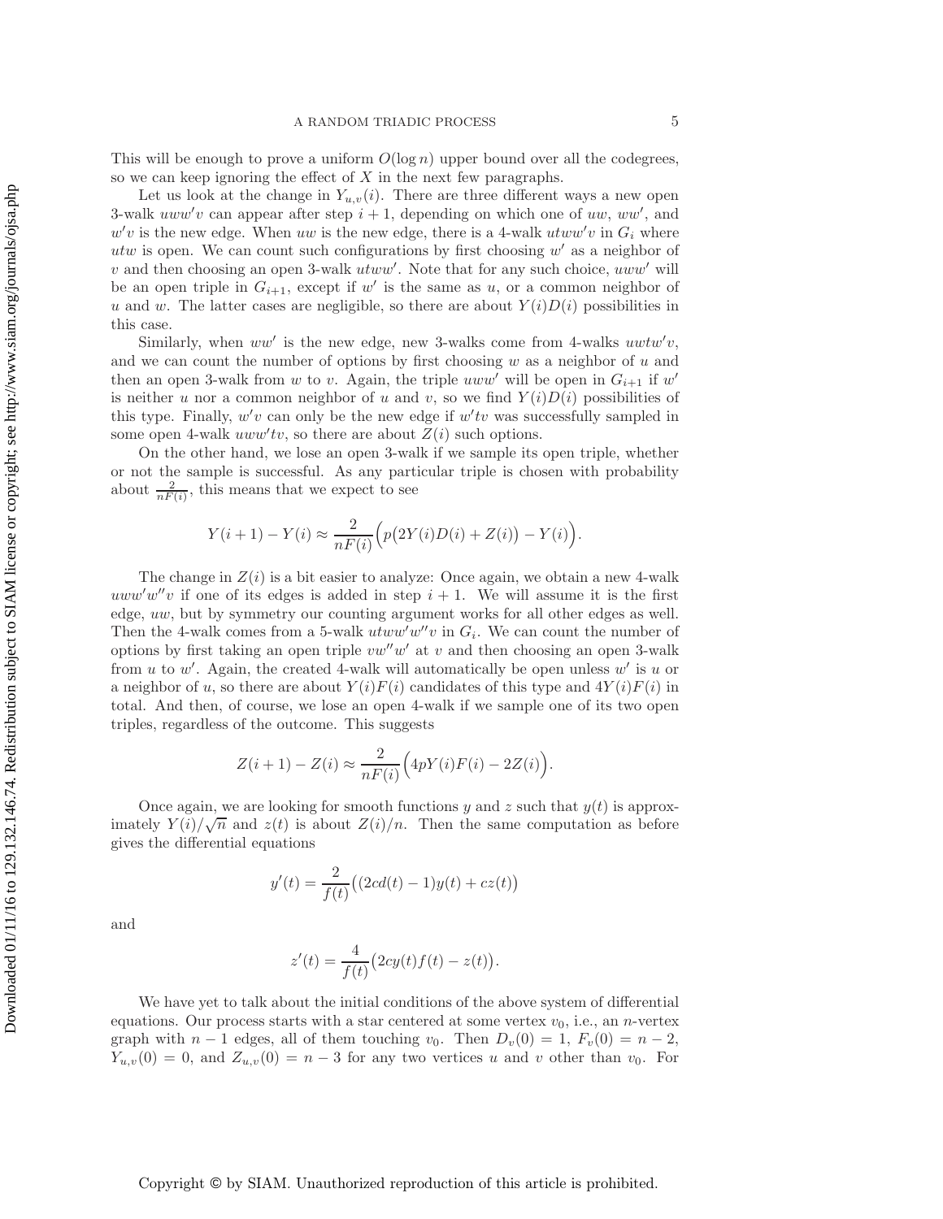This will be enough to prove a uniform $O(\log n)$ upper bound over all the codegrees, so we can keep ignoring the effect of $X$ in the next few paragraphs.

Let us look at the change in $Y_{u,v}(i)$. There are three different ways a new open 3-walk $uww'v$ can appear after step $i+1$, depending on which one of $uw$, $ww'$, and $w'v$ is the new edge. When $uw$ is the new edge, there is a 4-walk $utww'v$ in $G_i$ where $utw$ is open. We can count such configurations by first choosing $w'$ as a neighbor of $v$ and then choosing an open 3-walk $utww'$. Note that for any such choice, $uww'$ will be an open triple in $G_{i+1}$, except if $w'$ is the same as $u$, or a common neighbor of $u$ and $w$. The latter cases are negligible, so there are about $Y(i)D(i)$ possibilities in this case.

Similarly, when $ww'$ is the new edge, new 3-walks come from 4-walks $uwtw'v$, and we can count the number of options by first choosing $w$ as a neighbor of $u$ and then an open 3-walk from $w$ to $v$. Again, the triple $uww'$ will be open in $G_{i+1}$ if $w'$ is neither $u$ nor a common neighbor of $u$ and $v$, so we find $Y(i)D(i)$ possibilities of this type. Finally, $w'v$ can only be the new edge if $w'tv$ was successfully sampled in some open 4-walk $uww'tv$, so there are about $Z(i)$ such options.

On the other hand, we lose an open 3-walk if we sample its open triple, whether or not the sample is successful. As any particular triple is chosen with probability about $\frac{2}{nF(i)}$, this means that we expect to see

$$Y(i+1) - Y(i) \approx \frac{2}{nF(i)}\Big(p\big(2Y(i)D(i) + Z(i)\big) - Y(i)\Big).$$

The change in $Z(i)$ is a bit easier to analyze: Once again, we obtain a new 4-walk $uww'w''v$ if one of its edges is added in step $i+1$. We will assume it is the first edge, $uw$, but by symmetry our counting argument works for all other edges as well. Then the 4-walk comes from a 5-walk $utww'w''v$ in $G_i$. We can count the number of options by first taking an open triple $vw''w'$ at $v$ and then choosing an open 3-walk from $u$ to $w'$. Again, the created 4-walk will automatically be open unless $w'$ is $u$ or a neighbor of $u$, so there are about $Y(i)F(i)$ candidates of this type and $4Y(i)F(i)$ in total. And then, of course, we lose an open 4-walk if we sample one of its two open triples, regardless of the outcome. This suggests

$$Z(i+1) - Z(i) \approx \frac{2}{nF(i)}\Big(4pY(i)F(i) - 2Z(i)\Big).$$

Once again, we are looking for smooth functions $y$ and $z$ such that $y(t)$ is approximately $Y(i)/\sqrt{n}$ and $z(t)$ is about $Z(i)/n$. Then the same computation as before gives the differential equations

$$y'(t) = \frac{2}{f(t)}\big((2cd(t) - 1)y(t) + cz(t)\big)$$

and

$$z'(t) = \frac{4}{f(t)}\big(2cy(t)f(t) - z(t)\big).$$

We have yet to talk about the initial conditions of the above system of differential equations. Our process starts with a star centered at some vertex $v_0$, i.e., an $n$-vertex graph with $n-1$ edges, all of them touching $v_0$. Then $D_v(0) = 1$, $F_v(0) = n-2$, $Y_{u,v}(0) = 0$, and $Z_{u,v}(0) = n-3$ for any two vertices $u$ and $v$ other than $v_0$. For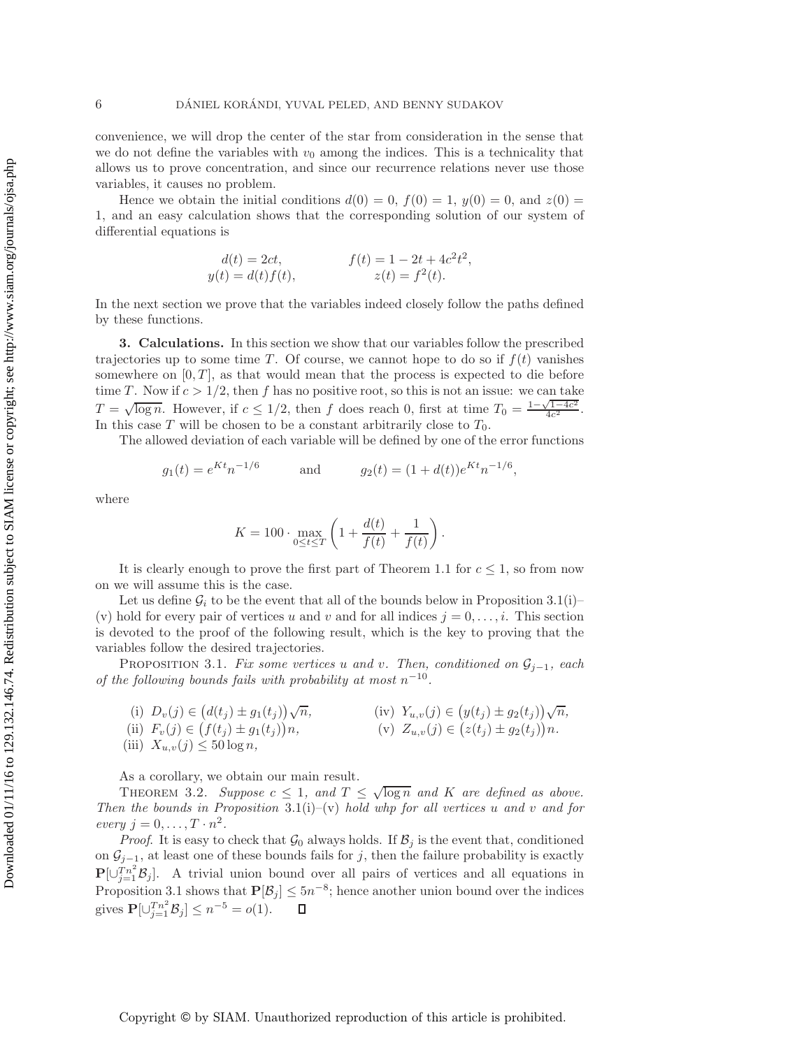convenience, we will drop the center of the star from consideration in the sense that we do not define the variables with $v_0$ among the indices. This is a technicality that allows us to prove concentration, and since our recurrence relations never use those variables, it causes no problem.

Hence we obtain the initial conditions $d(0) = 0$, $f(0) = 1$, $y(0) = 0$, and $z(0) = 1$, and an easy calculation shows that the corresponding solution of our system of differential equations is

$$
\begin{aligned}
d(t) &= 2ct, & f(t) &= 1 - 2t + 4c^2t^2, \\
y(t) &= d(t)f(t), & z(t) &= f^2(t).
\end{aligned}
$$

In the next section we prove that the variables indeed closely follow the paths defined by these functions.

## 3. Calculations.

In this section we show that our variables follow the prescribed trajectories up to some time $T$. Of course, we cannot hope to do so if $f(t)$ vanishes somewhere on $[0, T]$, as that would mean that the process is expected to die before time $T$. Now if $c > 1/2$, then $f$ has no positive root, so this is not an issue: we can take $T = \sqrt{\log n}$. However, if $c \le 1/2$, then $f$ does reach 0, first at time $T_0 = \frac{1-\sqrt{1-4c^2}}{4c^2}$. In this case $T$ will be chosen to be a constant arbitrarily close to $T_0$.

The allowed deviation of each variable will be defined by one of the error functions

$$
g_1(t) = e^{Kt}n^{-1/6} \qquad \text{and} \qquad g_2(t) = (1 + d(t))e^{Kt}n^{-1/6},
$$

where

$$
K = 100 \cdot \max_{0 \le t \le T} \left(1 + \frac{d(t)}{f(t)} + \frac{1}{f(t)}\right).
$$

It is clearly enough to prove the first part of Theorem 1.1 for $c \le 1$, so from now on we will assume this is the case.

Let us define $\mathcal{G}_i$ to be the event that all of the bounds below in Proposition 3.1(i)–(v) hold for every pair of vertices $u$ and $v$ and for all indices $j = 0, \dots, i$. This section is devoted to the proof of the following result, which is the key to proving that the variables follow the desired trajectories.

**Proposition 3.1.** *Fix some vertices $u$ and $v$. Then, conditioned on $\mathcal{G}_{j-1}$, each of the following bounds fails with probability at most $n^{-10}$.*

(i) $D_v(j) \in \big(d(t_j) \pm g_1(t_j)\big)\sqrt{n}$,

(ii) $F_v(j) \in \big(f(t_j) \pm g_1(t_j)\big)n$,

(iii) $X_{u,v}(j) \le 50 \log n$,

(iv) $Y_{u,v}(j) \in \big(y(t_j) \pm g_2(t_j)\big)\sqrt{n}$,

(v) $Z_{u,v}(j) \in \big(z(t_j) \pm g_2(t_j)\big)n$.

As a corollary, we obtain our main result.

**Theorem 3.2.** *Suppose $c \le 1$, and $T \le \sqrt{\log n}$ and $K$ are defined as above. Then the bounds in Proposition 3.1(i)–(v) hold whp for all vertices $u$ and $v$ and for every $j = 0, \dots, T \cdot n^2$.*

*Proof.* It is easy to check that $\mathcal{G}_0$ always holds. If $\mathcal{B}_j$ is the event that, conditioned on $\mathcal{G}_{j-1}$, at least one of these bounds fails for $j$, then the failure probability is exactly $\mathbf{P}[\cup_{j=1}^{Tn^2}\mathcal{B}_j]$. A trivial union bound over all pairs of vertices and all equations in Proposition 3.1 shows that $\mathbf{P}[\mathcal{B}_j] \le 5n^{-8}$; hence another union bound over the indices gives $\mathbf{P}[\cup_{j=1}^{Tn^2}\mathcal{B}_j] \le n^{-5} = o(1)$. $\square$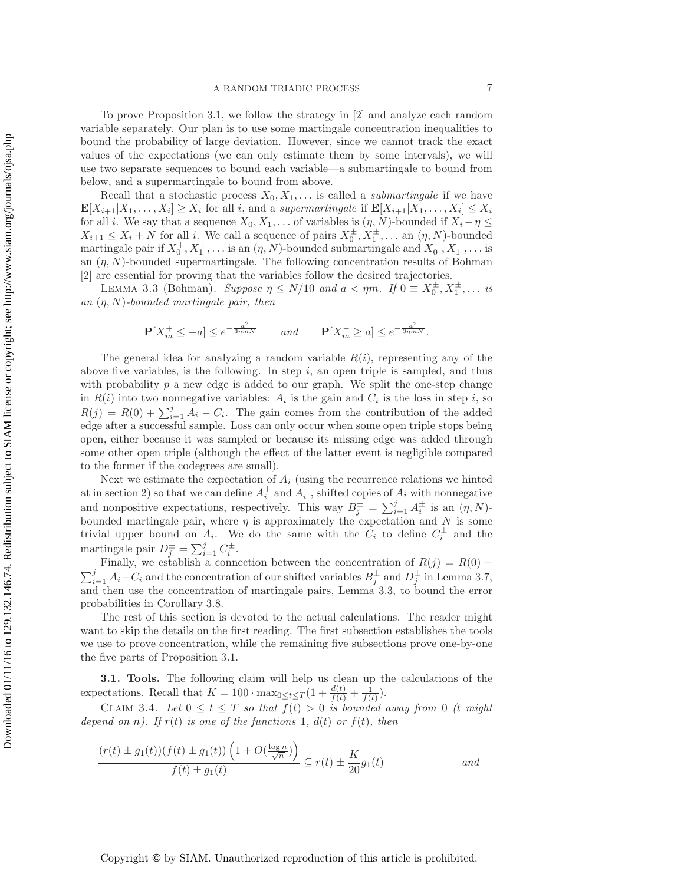To prove Proposition 3.1, we follow the strategy in [2] and analyze each random variable separately. Our plan is to use some martingale concentration inequalities to bound the probability of large deviation. However, since we cannot track the exact values of the expectations (we can only estimate them by some intervals), we will use two separate sequences to bound each variable—a submartingale to bound from below, and a supermartingale to bound from above.

Recall that a stochastic process $X_0, X_1, \ldots$ is called a *submartingale* if we have $\mathbf{E}[X_{i+1}|X_1, \ldots, X_i] \geq X_i$ for all $i$, and a *supermartingale* if $\mathbf{E}[X_{i+1}|X_1, \ldots, X_i] \leq X_i$ for all $i$. We say that a sequence $X_0, X_1, \ldots$ of variables is $(\eta, N)$-bounded if $X_i - \eta \leq X_{i+1} \leq X_i + N$ for all $i$. We call a sequence of pairs $X_0^{\pm}, X_1^{\pm}, \ldots$ an $(\eta, N)$-bounded martingale pair if $X_0^+, X_1^+, \ldots$ is an $(\eta, N)$-bounded submartingale and $X_0^-, X_1^-, \ldots$ is an $(\eta, N)$-bounded supermartingale. The following concentration results of Bohman [2] are essential for proving that the variables follow the desired trajectories.

Lemma 3.3 (Bohman). *Suppose $\eta \leq N/10$ and $a < \eta m$. If $0 \equiv X_0^{\pm}, X_1^{\pm}, \ldots$ is an $(\eta, N)$-bounded martingale pair, then*

$$\mathbf{P}[X_m^+ \leq -a] \leq e^{-\frac{a^2}{3\eta m N}} \qquad \textit{and} \qquad \mathbf{P}[X_m^- \geq a] \leq e^{-\frac{a^2}{3\eta m N}}.$$

The general idea for analyzing a random variable $R(i)$, representing any of the above five variables, is the following. In step $i$, an open triple is sampled, and thus with probability $p$ a new edge is added to our graph. We split the one-step change in $R(i)$ into two nonnegative variables: $A_i$ is the gain and $C_i$ is the loss in step $i$, so $R(j) = R(0) + \sum_{i=1}^{j} A_i - C_i$. The gain comes from the contribution of the added edge after a successful sample. Loss can only occur when some open triple stops being open, either because it was sampled or because its missing edge was added through some other open triple (although the effect of the latter event is negligible compared to the former if the codegrees are small).

Next we estimate the expectation of $A_i$ (using the recurrence relations we hinted at in section 2) so that we can define $A_i^+$ and $A_i^-$, shifted copies of $A_i$ with nonnegative and nonpositive expectations, respectively. This way $B_j^{\pm} = \sum_{i=1}^{j} A_i^{\pm}$ is an $(\eta, N)$-bounded martingale pair, where $\eta$ is approximately the expectation and $N$ is some trivial upper bound on $A_i$. We do the same with the $C_i$ to define $C_i^{\pm}$ and the martingale pair $D_j^{\pm} = \sum_{i=1}^{j} C_i^{\pm}$.

Finally, we establish a connection between the concentration of $R(j) = R(0) + \sum_{i=1}^{j} A_i - C_i$ and the concentration of our shifted variables $B_j^{\pm}$ and $D_j^{\pm}$ in Lemma 3.7, and then use the concentration of martingale pairs, Lemma 3.3, to bound the error probabilities in Corollary 3.8.

The rest of this section is devoted to the actual calculations. The reader might want to skip the details on the first reading. The first subsection establishes the tools we use to prove concentration, while the remaining five subsections prove one-by-one the five parts of Proposition 3.1.

**3.1. Tools.** The following claim will help us clean up the calculations of the expectations. Recall that $K = 100 \cdot \max_{0 \leq t \leq T}(1 + \frac{d(t)}{f(t)} + \frac{1}{f(t)})$.

Claim 3.4. *Let $0 \leq t \leq T$ so that $f(t) > 0$ is bounded away from 0 ($t$ might depend on $n$). If $r(t)$ is one of the functions 1, $d(t)$ or $f(t)$, then*

$$\frac{(r(t) \pm g_1(t))(f(t) \pm g_1(t))\left(1 + O(\frac{\log n}{\sqrt{n}})\right)}{f(t) \pm g_1(t)} \subseteq r(t) \pm \frac{K}{20} g_1(t) \qquad \textit{and}$$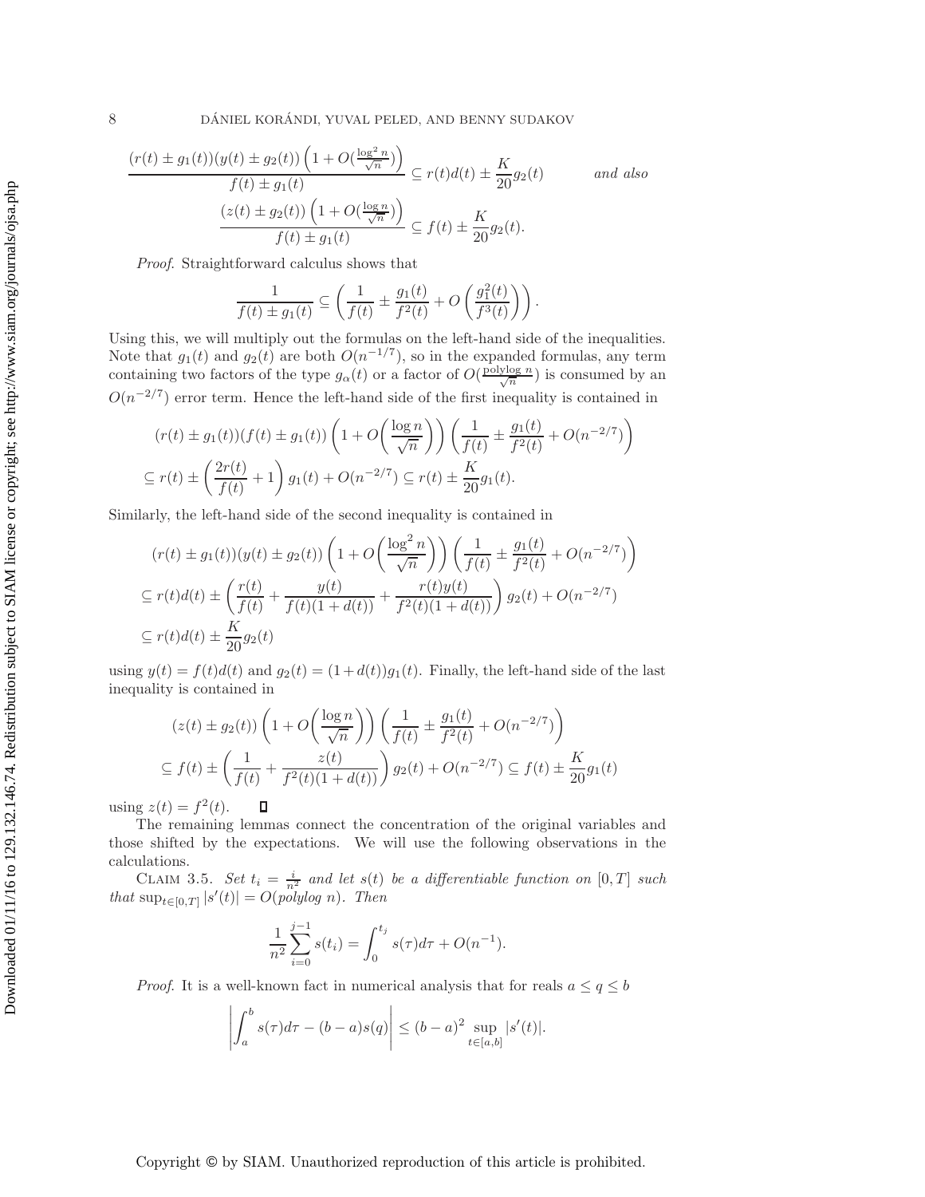$$\frac{(r(t) \pm g_1(t))(y(t) \pm g_2(t))\left(1 + O(\frac{\log^2 n}{\sqrt{n}})\right)}{f(t) \pm g_1(t)} \subseteq r(t)d(t) \pm \frac{K}{20} g_2(t) \qquad \textit{and also}$$

$$\frac{(z(t) \pm g_2(t))\left(1 + O(\frac{\log n}{\sqrt{n}})\right)}{f(t) \pm g_1(t)} \subseteq f(t) \pm \frac{K}{20} g_2(t).$$

*Proof.* Straightforward calculus shows that

$$\frac{1}{f(t) \pm g_1(t)} \subseteq \left(\frac{1}{f(t)} \pm \frac{g_1(t)}{f^2(t)} + O\left(\frac{g_1^2(t)}{f^3(t)}\right)\right).$$

Using this, we will multiply out the formulas on the left-hand side of the inequalities. Note that $g_1(t)$ and $g_2(t)$ are both $O(n^{-1/7})$, so in the expanded formulas, any term containing two factors of the type $g_\alpha(t)$ or a factor of $O(\frac{\text{polylog } n}{\sqrt{n}})$ is consumed by an $O(n^{-2/7})$ error term. Hence the left-hand side of the first inequality is contained in

$$\begin{aligned}
&(r(t) \pm g_1(t))(f(t) \pm g_1(t))\left(1 + O\left(\frac{\log n}{\sqrt{n}}\right)\right)\left(\frac{1}{f(t)} \pm \frac{g_1(t)}{f^2(t)} + O(n^{-2/7})\right) \\
&\subseteq r(t) \pm \left(\frac{2r(t)}{f(t)} + 1\right) g_1(t) + O(n^{-2/7}) \subseteq r(t) \pm \frac{K}{20} g_1(t).
\end{aligned}$$

Similarly, the left-hand side of the second inequality is contained in

$$\begin{aligned}
&(r(t) \pm g_1(t))(y(t) \pm g_2(t))\left(1 + O\left(\frac{\log^2 n}{\sqrt{n}}\right)\right)\left(\frac{1}{f(t)} \pm \frac{g_1(t)}{f^2(t)} + O(n^{-2/7})\right) \\
&\subseteq r(t)d(t) \pm \left(\frac{r(t)}{f(t)} + \frac{y(t)}{f(t)(1+d(t))} + \frac{r(t)y(t)}{f^2(t)(1+d(t))}\right) g_2(t) + O(n^{-2/7}) \\
&\subseteq r(t)d(t) \pm \frac{K}{20} g_2(t)
\end{aligned}$$

using $y(t) = f(t)d(t)$ and $g_2(t) = (1 + d(t))g_1(t)$. Finally, the left-hand side of the last inequality is contained in

$$\begin{aligned}
&(z(t) \pm g_2(t))\left(1 + O\left(\frac{\log n}{\sqrt{n}}\right)\right)\left(\frac{1}{f(t)} \pm \frac{g_1(t)}{f^2(t)} + O(n^{-2/7})\right) \\
&\subseteq f(t) \pm \left(\frac{1}{f(t)} + \frac{z(t)}{f^2(t)(1+d(t))}\right) g_2(t) + O(n^{-2/7}) \subseteq f(t) \pm \frac{K}{20} g_1(t)
\end{aligned}$$

using $z(t) = f^2(t)$. ∎

The remaining lemmas connect the concentration of the original variables and those shifted by the expectations. We will use the following observations in the calculations.

Claim 3.5. *Set $t_i = \frac{i}{n^2}$ and let $s(t)$ be a differentiable function on $[0, T]$ such that $\sup_{t \in [0,T]} |s'(t)| = O(\text{polylog } n)$. Then*

$$\frac{1}{n^2} \sum_{i=0}^{j-1} s(t_i) = \int_0^{t_j} s(\tau) d\tau + O(n^{-1}).$$

*Proof.* It is a well-known fact in numerical analysis that for reals $a \le q \le b$

$$\left| \int_a^b s(\tau) d\tau - (b - a)s(q) \right| \le (b - a)^2 \sup_{t \in [a,b]} |s'(t)|.$$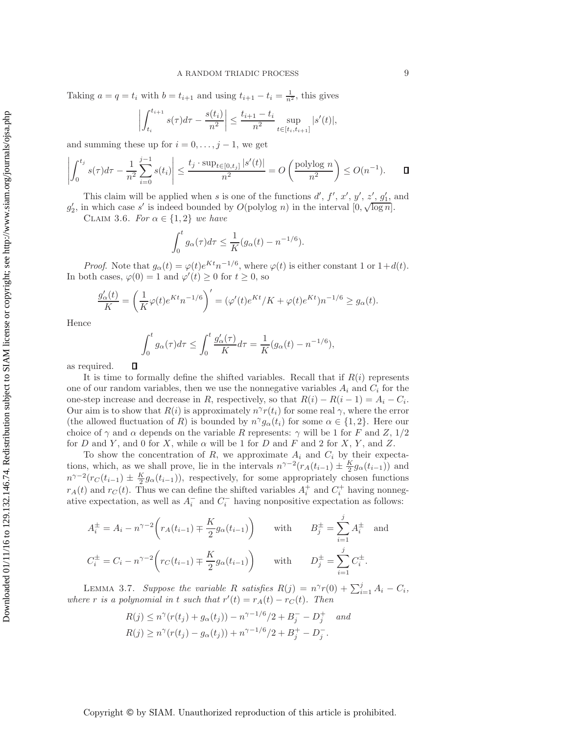Taking $a = q = t_i$ with $b = t_{i+1}$ and using $t_{i+1} - t_i = \frac{1}{n^2}$, this gives

$$\left| \int_{t_i}^{t_{i+1}} s(\tau) d\tau - \frac{s(t_i)}{n^2} \right| \leq \frac{t_{i+1} - t_i}{n^2} \sup_{t \in [t_i, t_{i+1}]} |s'(t)|,$$

and summing these up for $i = 0, \ldots, j-1$, we get

$$\left| \int_0^{t_j} s(\tau) d\tau - \frac{1}{n^2} \sum_{i=0}^{j-1} s(t_i) \right| \leq \frac{t_j \cdot \sup_{t \in [0, t_j]} |s'(t)|}{n^2} = O\left( \frac{\text{polylog } n}{n^2} \right) \leq O(n^{-1}). \qquad \square$$

This claim will be applied when $s$ is one of the functions $d'$, $f'$, $x'$, $y'$, $z'$, $g_1'$, and $g_2'$, in which case $s'$ is indeed bounded by $O(\text{polylog } n)$ in the interval $[0, \sqrt{\log n}]$.

CLAIM 3.6. *For $\alpha \in \{1, 2\}$ we have*

$$\int_0^t g_\alpha(\tau) d\tau \leq \frac{1}{K}(g_\alpha(t) - n^{-1/6}).$$

*Proof.* Note that $g_\alpha(t) = \varphi(t) e^{Kt} n^{-1/6}$, where $\varphi(t)$ is either constant 1 or $1 + d(t)$. In both cases, $\varphi(0) = 1$ and $\varphi'(t) \geq 0$ for $t \geq 0$, so

$$\frac{g_\alpha'(t)}{K} = \left( \frac{1}{K} \varphi(t) e^{Kt} n^{-1/6} \right)' = (\varphi'(t) e^{Kt}/K + \varphi(t) e^{Kt}) n^{-1/6} \geq g_\alpha(t).$$

Hence

$$\int_0^t g_\alpha(\tau) d\tau \leq \int_0^t \frac{g_\alpha'(\tau)}{K} d\tau = \frac{1}{K}(g_\alpha(t) - n^{-1/6}),$$

as required. $\square$

It is time to formally define the shifted variables. Recall that if $R(i)$ represents one of our random variables, then we use the nonnegative variables $A_i$ and $C_i$ for the one-step increase and decrease in $R$, respectively, so that $R(i) - R(i-1) = A_i - C_i$. Our aim is to show that $R(i)$ is approximately $n^\gamma r(t_i)$ for some real $\gamma$, where the error (the allowed fluctuation of $R$) is bounded by $n^\gamma g_\alpha(t_i)$ for some $\alpha \in \{1, 2\}$. Here our choice of $\gamma$ and $\alpha$ depends on the variable $R$ represents: $\gamma$ will be 1 for $F$ and $Z$, $1/2$ for $D$ and $Y$, and 0 for $X$, while $\alpha$ will be 1 for $D$ and $F$ and 2 for $X$, $Y$, and $Z$.

To show the concentration of $R$, we approximate $A_i$ and $C_i$ by their expectations, which, as we shall prove, lie in the intervals $n^{\gamma-2}(r_A(t_{i-1}) \pm \frac{K}{2} g_\alpha(t_{i-1}))$ and $n^{\gamma-2}(r_C(t_{i-1}) \pm \frac{K}{2} g_\alpha(t_{i-1}))$, respectively, for some appropriately chosen functions $r_A(t)$ and $r_C(t)$. Thus we can define the shifted variables $A_i^+$ and $C_i^+$ having nonnegative expectation, as well as $A_i^-$ and $C_i^-$ having nonpositive expectation as follows:

$$A_i^\pm = A_i - n^{\gamma-2}\left( r_A(t_{i-1}) \mp \frac{K}{2} g_\alpha(t_{i-1}) \right) \qquad \text{with} \qquad B_j^\pm = \sum_{i=1}^j A_i^\pm \quad \text{and}$$

$$C_i^\pm = C_i - n^{\gamma-2}\left( r_C(t_{i-1}) \mp \frac{K}{2} g_\alpha(t_{i-1}) \right) \qquad \text{with} \qquad D_j^\pm = \sum_{i=1}^j C_i^\pm.$$

LEMMA 3.7. *Suppose the variable $R$ satisfies $R(j) = n^\gamma r(0) + \sum_{i=1}^j A_i - C_i$, where $r$ is a polynomial in $t$ such that $r'(t) = r_A(t) - r_C(t)$. Then*

$$R(j) \leq n^\gamma (r(t_j) + g_\alpha(t_j)) - n^{\gamma - 1/6}/2 + B_j^+ - D_j^+ \quad \textit{and}$$
$$R(j) \geq n^\gamma (r(t_j) - g_\alpha(t_j)) + n^{\gamma - 1/6}/2 + B_j^+ - D_j^-.$$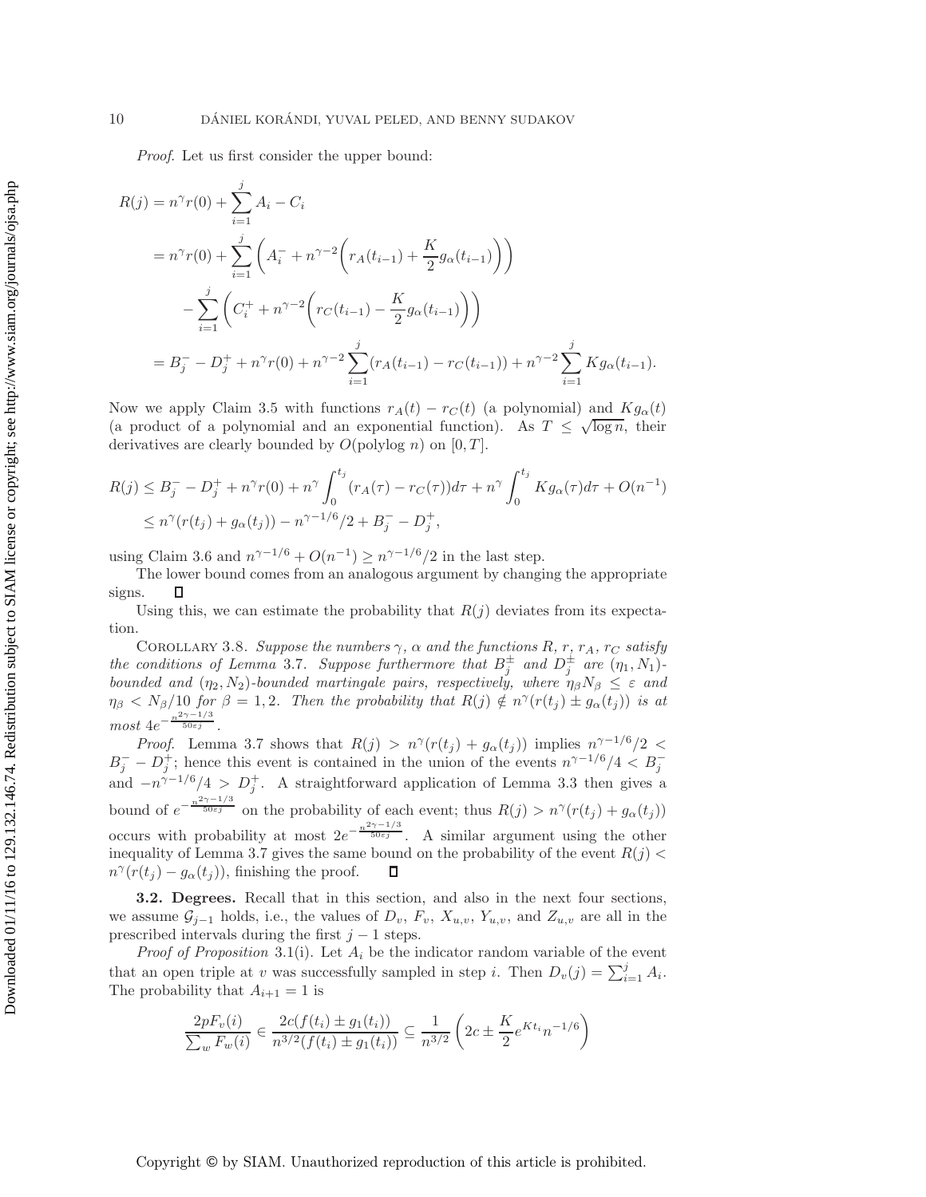*Proof.* Let us first consider the upper bound:

$$
\begin{aligned}
R(j) &= n^\gamma r(0) + \sum_{i=1}^{j} A_i - C_i \\
&= n^\gamma r(0) + \sum_{i=1}^{j} \left( A_i^- + n^{\gamma-2}\left( r_A(t_{i-1}) + \frac{K}{2} g_\alpha(t_{i-1}) \right) \right) \\
&\quad - \sum_{i=1}^{j} \left( C_i^+ + n^{\gamma-2}\left( r_C(t_{i-1}) - \frac{K}{2} g_\alpha(t_{i-1}) \right) \right) \\
&= B_j^- - D_j^+ + n^\gamma r(0) + n^{\gamma-2} \sum_{i=1}^{j} (r_A(t_{i-1}) - r_C(t_{i-1})) + n^{\gamma-2} \sum_{i=1}^{j} K g_\alpha(t_{i-1}).
\end{aligned}
$$

Now we apply Claim 3.5 with functions $r_A(t) - r_C(t)$ (a polynomial) and $K g_\alpha(t)$ (a product of a polynomial and an exponential function). As $T \leq \sqrt{\log n}$, their derivatives are clearly bounded by $O(\text{polylog } n)$ on $[0, T]$.

$$
\begin{aligned}
R(j) &\leq B_j^- - D_j^+ + n^\gamma r(0) + n^\gamma \int_0^{t_j} (r_A(\tau) - r_C(\tau)) d\tau + n^\gamma \int_0^{t_j} K g_\alpha(\tau) d\tau + O(n^{-1}) \\
&\leq n^\gamma (r(t_j) + g_\alpha(t_j)) - n^{\gamma - 1/6}/2 + B_j^- - D_j^+,
\end{aligned}
$$

using Claim 3.6 and $n^{\gamma-1/6} + O(n^{-1}) \geq n^{\gamma-1/6}/2$ in the last step.

The lower bound comes from an analogous argument by changing the appropriate signs. $\square$

Using this, we can estimate the probability that $R(j)$ deviates from its expectation.

Corollary 3.8. *Suppose the numbers $\gamma$, $\alpha$ and the functions $R$, $r$, $r_A$, $r_C$ satisfy the conditions of Lemma* 3.7. *Suppose furthermore that $B_j^\pm$ and $D_j^\pm$ are $(\eta_1, N_1)$-bounded and $(\eta_2, N_2)$-bounded martingale pairs, respectively, where $\eta_\beta N_\beta \leq \varepsilon$ and $\eta_\beta < N_\beta/10$ for $\beta = 1, 2$. Then the probability that $R(j) \notin n^\gamma(r(t_j) \pm g_\alpha(t_j))$ is at most $4e^{-\frac{n^{2\gamma-1/3}}{50\varepsilon j}}$.*

*Proof.* Lemma 3.7 shows that $R(j) > n^\gamma(r(t_j) + g_\alpha(t_j))$ implies $n^{\gamma-1/6}/2 < B_j^- - D_j^+$; hence this event is contained in the union of the events $n^{\gamma-1/6}/4 < B_j^-$ and $-n^{\gamma-1/6}/4 > D_j^+$. A straightforward application of Lemma 3.3 then gives a bound of $e^{-\frac{n^{2\gamma-1/3}}{50\varepsilon j}}$ on the probability of each event; thus $R(j) > n^\gamma(r(t_j) + g_\alpha(t_j))$ occurs with probability at most $2e^{-\frac{n^{2\gamma-1/3}}{50\varepsilon j}}$. A similar argument using the other inequality of Lemma 3.7 gives the same bound on the probability of the event $R(j) < n^\gamma(r(t_j) - g_\alpha(t_j))$, finishing the proof. $\square$

**3.2. Degrees.** Recall that in this section, and also in the next four sections, we assume $\mathcal{G}_{j-1}$ holds, i.e., the values of $D_v$, $F_v$, $X_{u,v}$, $Y_{u,v}$, and $Z_{u,v}$ are all in the prescribed intervals during the first $j-1$ steps.

*Proof of Proposition* 3.1(i). Let $A_i$ be the indicator random variable of the event that an open triple at $v$ was successfully sampled in step $i$. Then $D_v(j) = \sum_{i=1}^{j} A_i$. The probability that $A_{i+1} = 1$ is

$$
\frac{2pF_v(i)}{\sum_w F_w(i)} \in \frac{2c(f(t_i) \pm g_1(t_i))}{n^{3/2}(f(t_i) \pm g_1(t_i))} \subseteq \frac{1}{n^{3/2}} \left( 2c \pm \frac{K}{2} e^{Kt_i} n^{-1/6} \right)
$$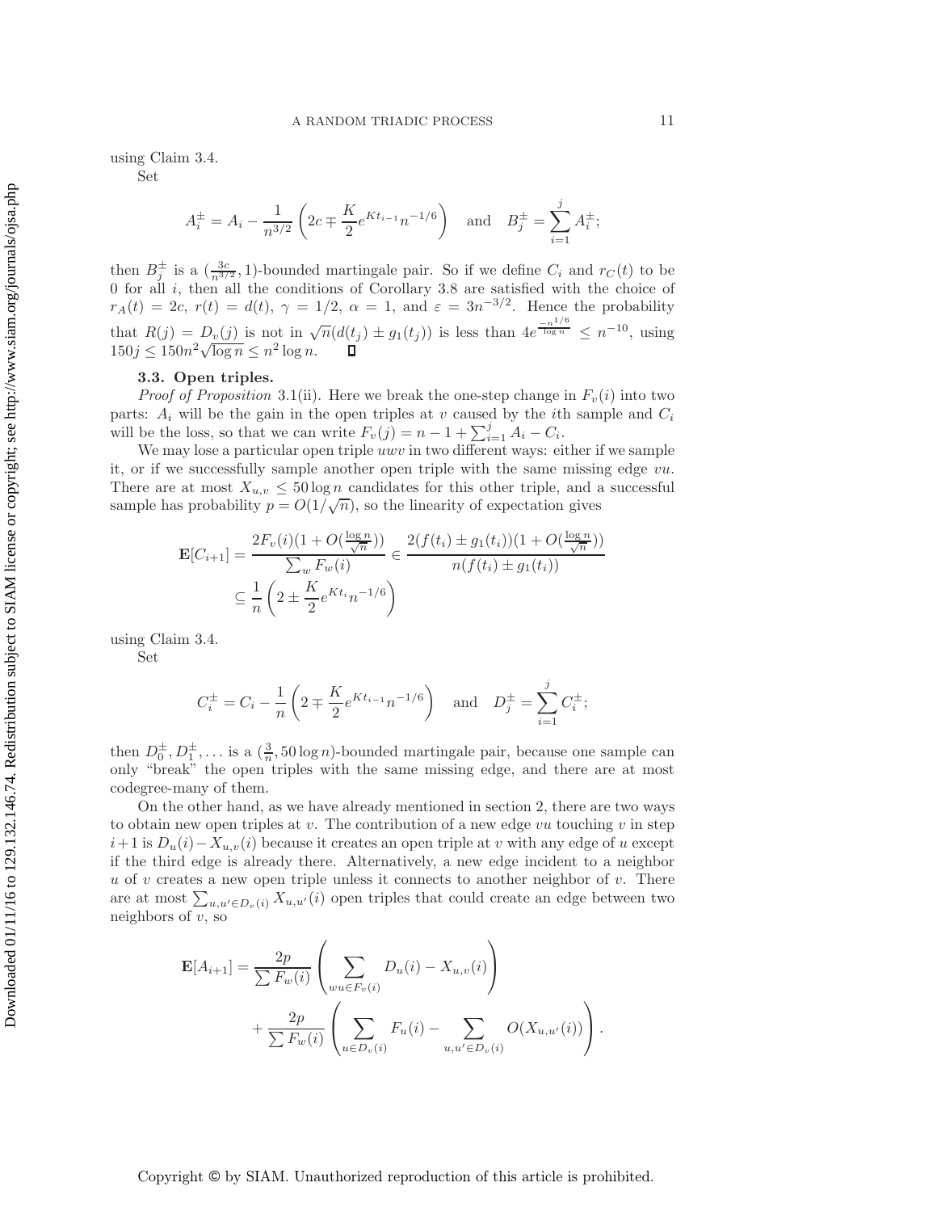using Claim 3.4.

Set

$$A_i^{\pm} = A_i - \frac{1}{n^{3/2}}\left(2c \mp \frac{K}{2}e^{Kt_{i-1}}n^{-1/6}\right) \quad \text{and} \quad B_j^{\pm} = \sum_{i=1}^{j} A_i^{\pm};$$

then $B_j^{\pm}$ is a $(\frac{3c}{n^{3/2}}, 1)$-bounded martingale pair. So if we define $C_i$ and $r_C(t)$ to be 0 for all $i$, then all the conditions of Corollary 3.8 are satisfied with the choice of $r_A(t) = 2c$, $r(t) = d(t)$, $\gamma = 1/2$, $\alpha = 1$, and $\varepsilon = 3n^{-3/2}$. Hence the probability that $R(j) = D_v(j)$ is not in $\sqrt{n}(d(t_j) \pm g_1(t_j))$ is less than $4e^{\frac{-n^{1/6}}{\log n}} \leq n^{-10}$, using $150j \leq 150n^2\sqrt{\log n} \leq n^2 \log n$. ∎

### 3.3. Open triples.

*Proof of Proposition* 3.1(ii). Here we break the one-step change in $F_v(i)$ into two parts: $A_i$ will be the gain in the open triples at $v$ caused by the $i$th sample and $C_i$ will be the loss, so that we can write $F_v(j) = n - 1 + \sum_{i=1}^{j} A_i - C_i$.

We may lose a particular open triple $uwv$ in two different ways: either if we sample it, or if we successfully sample another open triple with the same missing edge $vu$. There are at most $X_{u,v} \leq 50 \log n$ candidates for this other triple, and a successful sample has probability $p = O(1/\sqrt{n})$, so the linearity of expectation gives

$$\begin{aligned}
\mathbf{E}[C_{i+1}] &= \frac{2F_v(i)(1 + O(\frac{\log n}{\sqrt{n}}))}{\sum_w F_w(i)} \in \frac{2(f(t_i) \pm g_1(t_i))(1 + O(\frac{\log n}{\sqrt{n}}))}{n(f(t_i) \pm g_1(t_i))} \\
&\subseteq \frac{1}{n}\left(2 \pm \frac{K}{2}e^{Kt_i}n^{-1/6}\right)
\end{aligned}$$

using Claim 3.4.

Set

$$C_i^{\pm} = C_i - \frac{1}{n}\left(2 \mp \frac{K}{2}e^{Kt_{i-1}}n^{-1/6}\right) \quad \text{and} \quad D_j^{\pm} = \sum_{i=1}^{j} C_i^{\pm};$$

then $D_0^{\pm}, D_1^{\pm}, \ldots$ is a $(\frac{3}{n}, 50 \log n)$-bounded martingale pair, because one sample can only "break" the open triples with the same missing edge, and there are at most codegree-many of them.

On the other hand, as we have already mentioned in section 2, there are two ways to obtain new open triples at $v$. The contribution of a new edge $vu$ touching $v$ in step $i+1$ is $D_u(i) - X_{u,v}(i)$ because it creates an open triple at $v$ with any edge of $u$ except if the third edge is already there. Alternatively, a new edge incident to a neighbor $u$ of $v$ creates a new open triple unless it connects to another neighbor of $v$. There are at most $\sum_{u,u' \in D_v(i)} X_{u,u'}(i)$ open triples that could create an edge between two neighbors of $v$, so

$$\begin{aligned}
\mathbf{E}[A_{i+1}] &= \frac{2p}{\sum F_w(i)}\left(\sum_{wu \in F_v(i)} D_u(i) - X_{u,v}(i)\right) \\
&\quad + \frac{2p}{\sum F_w(i)}\left(\sum_{u \in D_v(i)} F_u(i) - \sum_{u,u' \in D_v(i)} O(X_{u,u'}(i))\right).
\end{aligned}$$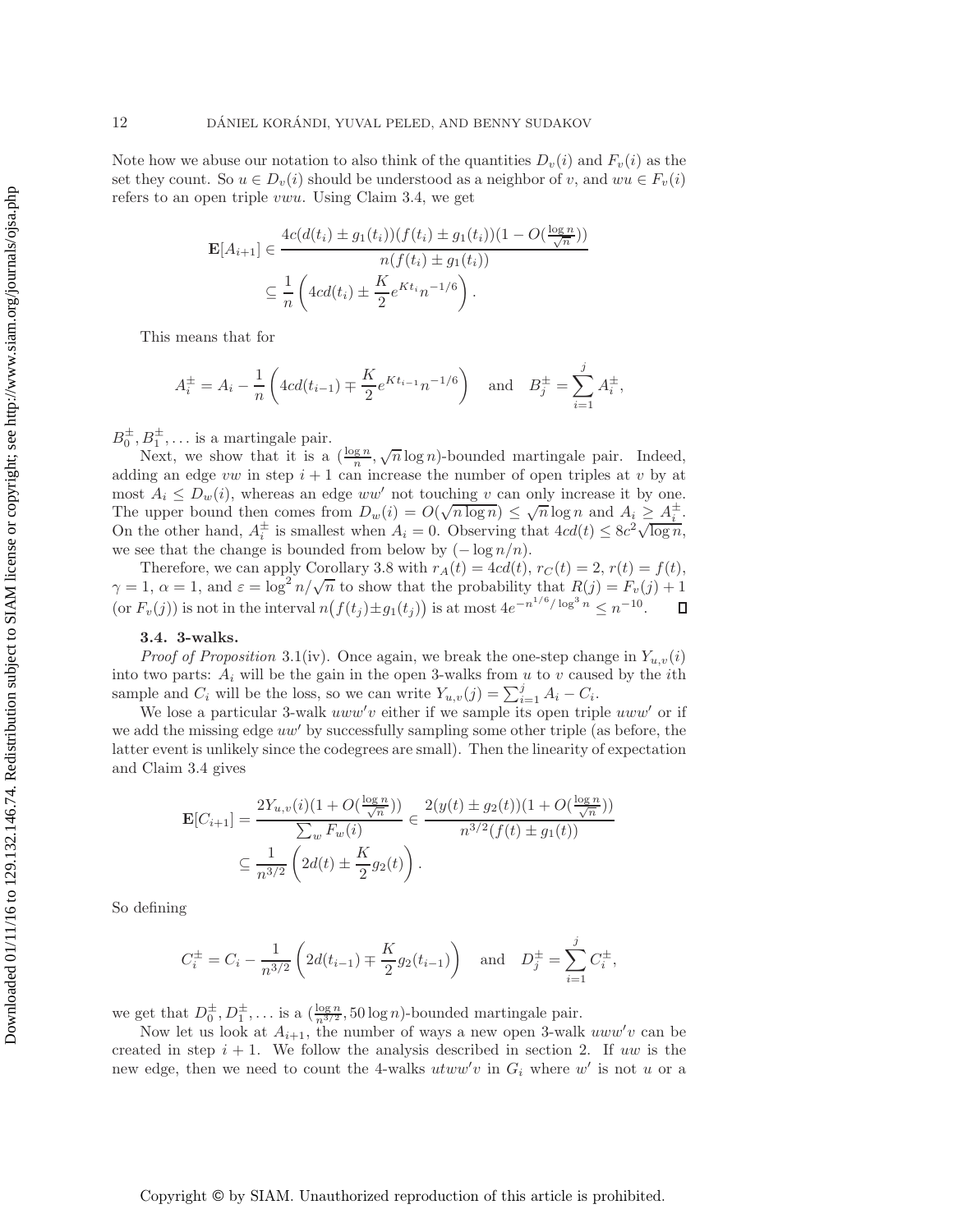Note how we abuse our notation to also think of the quantities $D_v(i)$ and $F_v(i)$ as the set they count. So $u \in D_v(i)$ should be understood as a neighbor of $v$, and $wu \in F_v(i)$ refers to an open triple $vwu$. Using Claim 3.4, we get

$$\mathbf{E}[A_{i+1}] \in \frac{4c(d(t_i) \pm g_1(t_i))(f(t_i) \pm g_1(t_i))(1 - O(\frac{\log n}{\sqrt{n}}))}{n(f(t_i) \pm g_1(t_i))}$$
$$\subseteq \frac{1}{n}\left(4cd(t_i) \pm \frac{K}{2}e^{Kt_i}n^{-1/6}\right).$$

This means that for

$$A_i^{\pm} = A_i - \frac{1}{n}\left(4cd(t_{i-1}) \mp \frac{K}{2}e^{Kt_{i-1}}n^{-1/6}\right) \quad \text{and} \quad B_j^{\pm} = \sum_{i=1}^{j} A_i^{\pm},$$

$B_0^{\pm}, B_1^{\pm}, \ldots$ is a martingale pair.

Next, we show that it is a $(\frac{\log n}{n}, \sqrt{n}\log n)$-bounded martingale pair. Indeed, adding an edge $vw$ in step $i+1$ can increase the number of open triples at $v$ by at most $A_i \le D_w(i)$, whereas an edge $ww'$ not touching $v$ can only increase it by one. The upper bound then comes from $D_w(i) = O(\sqrt{n\log n}) \le \sqrt{n}\log n$ and $A_i \ge A_i^{\pm}$. On the other hand, $A_i^{\pm}$ is smallest when $A_i = 0$. Observing that $4cd(t) \le 8c^2\sqrt{\log n}$, we see that the change is bounded from below by $(-\log n/n)$.

Therefore, we can apply Corollary 3.8 with $r_A(t) = 4cd(t)$, $r_C(t) = 2$, $r(t) = f(t)$, $\gamma = 1$, $\alpha = 1$, and $\varepsilon = \log^2 n/\sqrt{n}$ to show that the probability that $R(j) = F_v(j) + 1$ (or $F_v(j)$) is not in the interval $n\big(f(t_j) \pm g_1(t_j)\big)$ is at most $4e^{-n^{1/6}/\log^3 n} \le n^{-10}$. ∎

### 3.4. 3-walks.

*Proof of Proposition* 3.1(iv). Once again, we break the one-step change in $Y_{u,v}(i)$ into two parts: $A_i$ will be the gain in the open 3-walks from $u$ to $v$ caused by the $i$th sample and $C_i$ will be the loss, so we can write $Y_{u,v}(j) = \sum_{i=1}^{j} A_i - C_i$.

We lose a particular 3-walk $uww'v$ either if we sample its open triple $uww'$ or if we add the missing edge $uw'$ by successfully sampling some other triple (as before, the latter event is unlikely since the codegrees are small). Then the linearity of expectation and Claim 3.4 gives

$$\mathbf{E}[C_{i+1}] = \frac{2Y_{u,v}(i)(1 + O(\frac{\log n}{\sqrt{n}}))}{\sum_w F_w(i)} \in \frac{2(y(t) \pm g_2(t))(1 + O(\frac{\log n}{\sqrt{n}}))}{n^{3/2}(f(t) \pm g_1(t))}$$
$$\subseteq \frac{1}{n^{3/2}}\left(2d(t) \pm \frac{K}{2}g_2(t)\right).$$

So defining

$$C_i^{\pm} = C_i - \frac{1}{n^{3/2}}\left(2d(t_{i-1}) \mp \frac{K}{2}g_2(t_{i-1})\right) \quad \text{and} \quad D_j^{\pm} = \sum_{i=1}^{j} C_i^{\pm},$$

we get that $D_0^{\pm}, D_1^{\pm}, \ldots$ is a $(\frac{\log n}{n^{3/2}}, 50\log n)$-bounded martingale pair.

Now let us look at $A_{i+1}$, the number of ways a new open 3-walk $uww'v$ can be created in step $i+1$. We follow the analysis described in section 2. If $uw$ is the new edge, then we need to count the 4-walks $utww'v$ in $G_i$ where $w'$ is not $u$ or a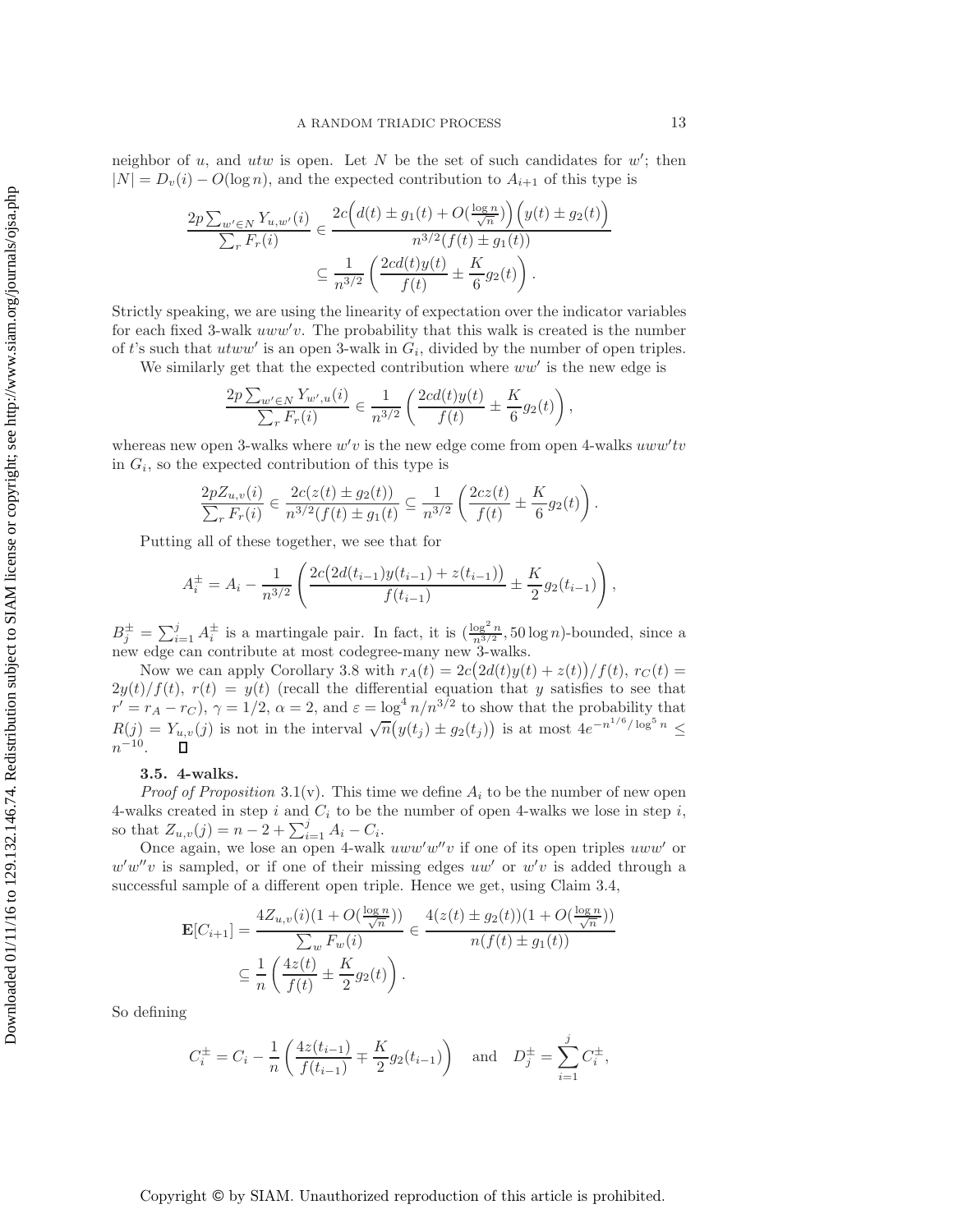neighbor of $u$, and $utw$ is open. Let $N$ be the set of such candidates for $w'$; then $|N| = D_v(i) - O(\log n)$, and the expected contribution to $A_{i+1}$ of this type is

$$\frac{2p\sum_{w'\in N} Y_{u,w'}(i)}{\sum_r F_r(i)} \in \frac{2c\Big(d(t) \pm g_1(t) + O(\frac{\log n}{\sqrt{n}})\Big)\Big(y(t) \pm g_2(t)\Big)}{n^{3/2}(f(t) \pm g_1(t))}$$

$$\subseteq \frac{1}{n^{3/2}}\left(\frac{2cd(t)y(t)}{f(t)} \pm \frac{K}{6}g_2(t)\right).$$

Strictly speaking, we are using the linearity of expectation over the indicator variables for each fixed 3-walk $uww'v$. The probability that this walk is created is the number of $t$'s such that $utww'$ is an open 3-walk in $G_i$, divided by the number of open triples.

We similarly get that the expected contribution where $ww'$ is the new edge is

$$\frac{2p\sum_{w'\in N} Y_{w',u}(i)}{\sum_r F_r(i)} \in \frac{1}{n^{3/2}}\left(\frac{2cd(t)y(t)}{f(t)} \pm \frac{K}{6}g_2(t)\right),$$

whereas new open 3-walks where $w'v$ is the new edge come from open 4-walks $uww'tv$ in $G_i$, so the expected contribution of this type is

$$\frac{2pZ_{u,v}(i)}{\sum_r F_r(i)} \in \frac{2c(z(t) \pm g_2(t))}{n^{3/2}(f(t) \pm g_1(t))} \subseteq \frac{1}{n^{3/2}}\left(\frac{2cz(t)}{f(t)} \pm \frac{K}{6}g_2(t)\right).$$

Putting all of these together, we see that for

$$A_i^{\pm} = A_i - \frac{1}{n^{3/2}}\left(\frac{2c\big(2d(t_{i-1})y(t_{i-1}) + z(t_{i-1})\big)}{f(t_{i-1})} \pm \frac{K}{2}g_2(t_{i-1})\right),$$

$B_j^{\pm} = \sum_{i=1}^{j} A_i^{\pm}$ is a martingale pair. In fact, it is $(\frac{\log^2 n}{n^{3/2}}, 50\log n)$-bounded, since a new edge can contribute at most codegree-many new 3-walks.

Now we can apply Corollary 3.8 with $r_A(t) = 2c\big(2d(t)y(t) + z(t)\big)/f(t)$, $r_C(t) = 2y(t)/f(t)$, $r(t) = y(t)$ (recall the differential equation that $y$ satisfies to see that $r' = r_A - r_C$), $\gamma = 1/2$, $\alpha = 2$, and $\varepsilon = \log^4 n/n^{3/2}$ to show that the probability that $R(j) = Y_{u,v}(j)$ is not in the interval $\sqrt{n}\big(y(t_j) \pm g_2(t_j)\big)$ is at most $4e^{-n^{1/6}/\log^5 n} \leq n^{-10}$. ∎

### 3.5. 4-walks.

*Proof of Proposition* 3.1(v). This time we define $A_i$ to be the number of new open 4-walks created in step $i$ and $C_i$ to be the number of open 4-walks we lose in step $i$, so that $Z_{u,v}(j) = n - 2 + \sum_{i=1}^{j} A_i - C_i$.

Once again, we lose an open 4-walk $uww'w''v$ if one of its open triples $uww'$ or $w'w''v$ is sampled, or if one of their missing edges $uw'$ or $w'v$ is added through a successful sample of a different open triple. Hence we get, using Claim 3.4,

$$\mathbf{E}[C_{i+1}] = \frac{4Z_{u,v}(i)(1 + O(\frac{\log n}{\sqrt{n}}))}{\sum_w F_w(i)} \in \frac{4(z(t) \pm g_2(t))(1 + O(\frac{\log n}{\sqrt{n}}))}{n(f(t) \pm g_1(t))}$$

$$\subseteq \frac{1}{n}\left(\frac{4z(t)}{f(t)} \pm \frac{K}{2}g_2(t)\right).$$

So defining

$$C_i^{\pm} = C_i - \frac{1}{n}\left(\frac{4z(t_{i-1})}{f(t_{i-1})} \mp \frac{K}{2}g_2(t_{i-1})\right) \quad \text{and} \quad D_j^{\pm} = \sum_{i=1}^{j} C_i^{\pm},$$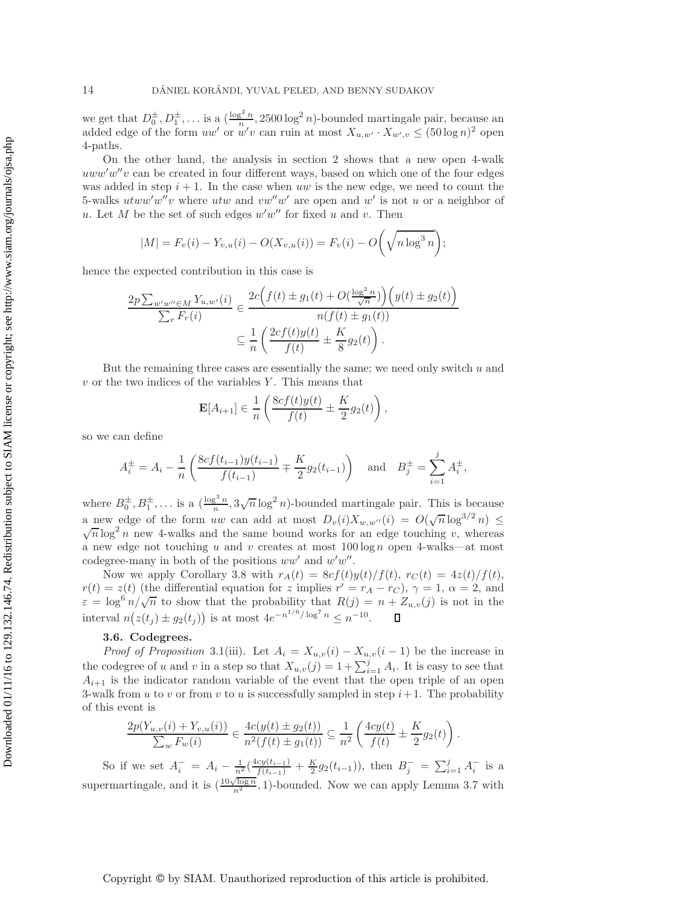we get that $D_0^\pm, D_1^\pm, \ldots$ is a $(\frac{\log^2 n}{n}, 2500 \log^2 n)$-bounded martingale pair, because an added edge of the form $uw'$ or $w'v$ can ruin at most $X_{u,w'} \cdot X_{w',v} \le (50 \log n)^2$ open 4-paths.

On the other hand, the analysis in section 2 shows that a new open 4-walk $uww'w''v$ can be created in four different ways, based on which one of the four edges was added in step $i+1$. In the case when $uw$ is the new edge, we need to count the 5-walks $utww'w''v$ where $utw$ and $vw''w'$ are open and $w'$ is not $u$ or a neighbor of $u$. Let $M$ be the set of such edges $w'w''$ for fixed $u$ and $v$. Then

$$|M| = F_v(i) - Y_{v,u}(i) - O(X_{v,u}(i)) = F_v(i) - O\left(\sqrt{n \log^3 n}\right);$$

hence the expected contribution in this case is

$$\frac{2p \sum_{w'w'' \in M} Y_{u,w'}(i)}{\sum_r F_r(i)} \in \frac{2c\Big(f(t) \pm g_1(t) + O(\frac{\log^2 n}{\sqrt{n}})\Big)\Big(y(t) \pm g_2(t)\Big)}{n(f(t) \pm g_1(t))}$$
$$\subseteq \frac{1}{n}\left(\frac{2cf(t)y(t)}{f(t)} \pm \frac{K}{8} g_2(t)\right).$$

But the remaining three cases are essentially the same; we need only switch $u$ and $v$ or the two indices of the variables $Y$. This means that

$$\mathbf{E}[A_{i+1}] \in \frac{1}{n}\left(\frac{8cf(t)y(t)}{f(t)} \pm \frac{K}{2} g_2(t)\right),$$

so we can define

$$A_i^\pm = A_i - \frac{1}{n}\left(\frac{8cf(t_{i-1})y(t_{i-1})}{f(t_{i-1})} \mp \frac{K}{2} g_2(t_{i-1})\right) \quad \text{and} \quad B_j^\pm = \sum_{i=1}^{j} A_i^\pm,$$

where $B_0^\pm, B_1^\pm, \ldots$ is a $(\frac{\log^3 n}{n}, 3\sqrt{n}\log^2 n)$-bounded martingale pair. This is because a new edge of the form $uw$ can add at most $D_v(i) X_{w,w''}(i) = O(\sqrt{n}\log^{3/2} n) \le \sqrt{n}\log^2 n$ new 4-walks and the same bound works for an edge touching $v$, whereas a new edge not touching $u$ and $v$ creates at most $100 \log n$ open 4-walks—at most codegree-many in both of the positions $ww'$ and $w'w''$.

Now we apply Corollary 3.8 with $r_A(t) = 8cf(t)y(t)/f(t)$, $r_C(t) = 4z(t)/f(t)$, $r(t) = z(t)$ (the differential equation for $z$ implies $r' = r_A - r_C$), $\gamma = 1$, $\alpha = 2$, and $\varepsilon = \log^6 n/\sqrt{n}$ to show that the probability that $R(j) = n + Z_{u,v}(j)$ is not in the interval $n\big(z(t_j) \pm g_2(t_j)\big)$ is at most $4e^{-n^{1/6}/\log^7 n} \le n^{-10}$. ∎

### 3.6. Codegrees.

*Proof of Proposition* 3.1(iii). Let $A_i = X_{u,v}(i) - X_{u,v}(i-1)$ be the increase in the codegree of $u$ and $v$ in a step so that $X_{u,v}(j) = 1 + \sum_{i=1}^{j} A_i$. It is easy to see that $A_{i+1}$ is the indicator random variable of the event that the open triple of an open 3-walk from $u$ to $v$ or from $v$ to $u$ is successfully sampled in step $i+1$. The probability of this event is

$$\frac{2p(Y_{u,v}(i) + Y_{v,u}(i))}{\sum_w F_w(i)} \in \frac{4c(y(t) \pm g_2(t))}{n^2(f(t) \pm g_1(t))} \subseteq \frac{1}{n^2}\left(\frac{4cy(t)}{f(t)} \pm \frac{K}{2} g_2(t)\right).$$

So if we set $A_i^- = A_i - \frac{1}{n^2}(\frac{4cy(t_{i-1})}{f(t_{i-1})} + \frac{K}{2} g_2(t_{i-1}))$, then $B_j^- = \sum_{i=1}^{j} A_i^-$ is a supermartingale, and it is $(\frac{10\sqrt{\log n}}{n^2}, 1)$-bounded. Now we can apply Lemma 3.7 with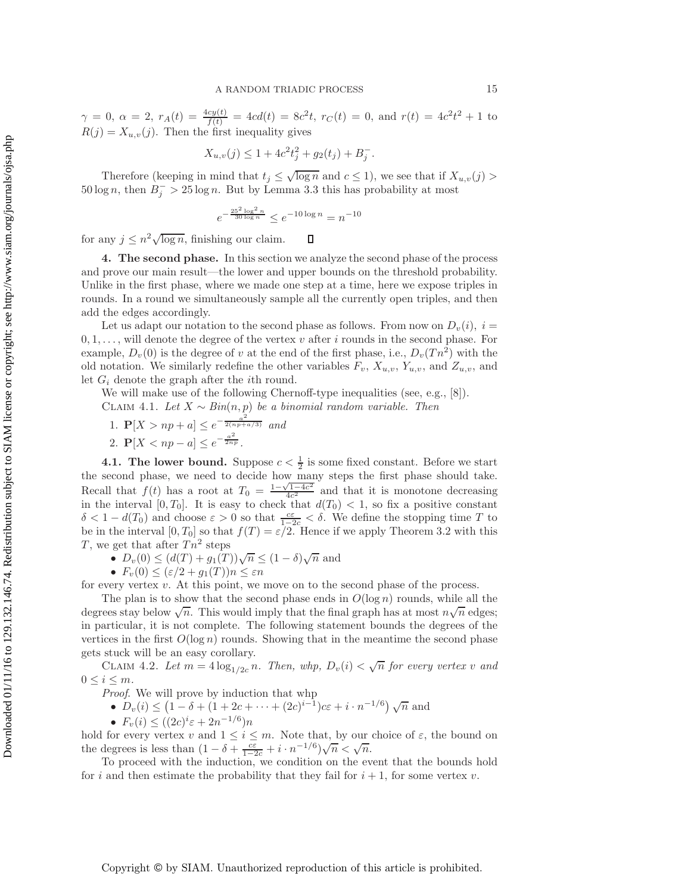$\gamma = 0$, $\alpha = 2$, $r_A(t) = \frac{4cy(t)}{f(t)} = 4cd(t) = 8c^2 t$, $r_C(t) = 0$, and $r(t) = 4c^2t^2 + 1$ to $R(j) = X_{u,v}(j)$. Then the first inequality gives

$$X_{u,v}(j) \le 1 + 4c^2 t_j^2 + g_2(t_j) + B_j^-.$$

Therefore (keeping in mind that $t_j \le \sqrt{\log n}$ and $c \le 1$), we see that if $X_{u,v}(j) > 50 \log n$, then $B_j^- > 25 \log n$. But by Lemma 3.3 this has probability at most

$$e^{-\frac{25^2 \log^2 n}{30 \log n}} \le e^{-10 \log n} = n^{-10}$$

for any $j \le n^2 \sqrt{\log n}$, finishing our claim. $\square$

## 4. The second phase.

In this section we analyze the second phase of the process and prove our main result—the lower and upper bounds on the threshold probability. Unlike in the first phase, where we made one step at a time, here we expose triples in rounds. In a round we simultaneously sample all the currently open triples, and then add the edges accordingly.

Let us adapt our notation to the second phase as follows. From now on $D_v(i)$, $i = 0, 1, \dots$, will denote the degree of the vertex $v$ after $i$ rounds in the second phase. For example, $D_v(0)$ is the degree of $v$ at the end of the first phase, i.e., $D_v(Tn^2)$ with the old notation. We similarly redefine the other variables $F_v$, $X_{u,v}$, $Y_{u,v}$, and $Z_{u,v}$, and let $G_i$ denote the graph after the $i$th round.

We will make use of the following Chernoff-type inequalities (see, e.g., [8]).

Claim 4.1. *Let $X \sim Bin(n,p)$ be a binomial random variable. Then*

1. $\mathbf{P}[X > np + a] \le e^{-\frac{a^2}{2(np + a/3)}}$ *and*
2. $\mathbf{P}[X < np - a] \le e^{-\frac{a^2}{2np}}$.

### 4.1. The lower bound.

Suppose $c < \frac{1}{2}$ is some fixed constant. Before we start the second phase, we need to decide how many steps the first phase should take. Recall that $f(t)$ has a root at $T_0 = \frac{1-\sqrt{1-4c^2}}{4c^2}$ and that it is monotone decreasing in the interval $[0, T_0]$. It is easy to check that $d(T_0) < 1$, so fix a positive constant $\delta < 1 - d(T_0)$ and choose $\varepsilon > 0$ so that $\frac{c\varepsilon}{1-2c} < \delta$. We define the stopping time $T$ to be in the interval $[0, T_0]$ so that $f(T) = \varepsilon/2$. Hence if we apply Theorem 3.2 with this $T$, we get that after $Tn^2$ steps

- $D_v(0) \le (d(T) + g_1(T))\sqrt{n} \le (1-\delta)\sqrt{n}$ and
- $F_v(0) \le (\varepsilon/2 + g_1(T))n \le \varepsilon n$

for every vertex $v$. At this point, we move on to the second phase of the process.

The plan is to show that the second phase ends in $O(\log n)$ rounds, while all the degrees stay below $\sqrt{n}$. This would imply that the final graph has at most $n\sqrt{n}$ edges; in particular, it is not complete. The following statement bounds the degrees of the vertices in the first $O(\log n)$ rounds. Showing that in the meantime the second phase gets stuck will be an easy corollary.

Claim 4.2. *Let $m = 4 \log_{1/2c} n$. Then, whp, $D_v(i) < \sqrt{n}$ for every vertex $v$ and $0 \le i \le m$.*

*Proof*. We will prove by induction that whp

- $D_v(i) \le \left(1 - \delta + (1 + 2c + \cdots + (2c)^{i-1})c\varepsilon + i \cdot n^{-1/6}\right)\sqrt{n}$ and
- $F_v(i) \le ((2c)^i \varepsilon + 2n^{-1/6})n$

hold for every vertex $v$ and $1 \le i \le m$. Note that, by our choice of $\varepsilon$, the bound on the degrees is less than $(1 - \delta + \frac{c\varepsilon}{1-2c} + i \cdot n^{-1/6})\sqrt{n} < \sqrt{n}$.

To proceed with the induction, we condition on the event that the bounds hold for $i$ and then estimate the probability that they fail for $i+1$, for some vertex $v$.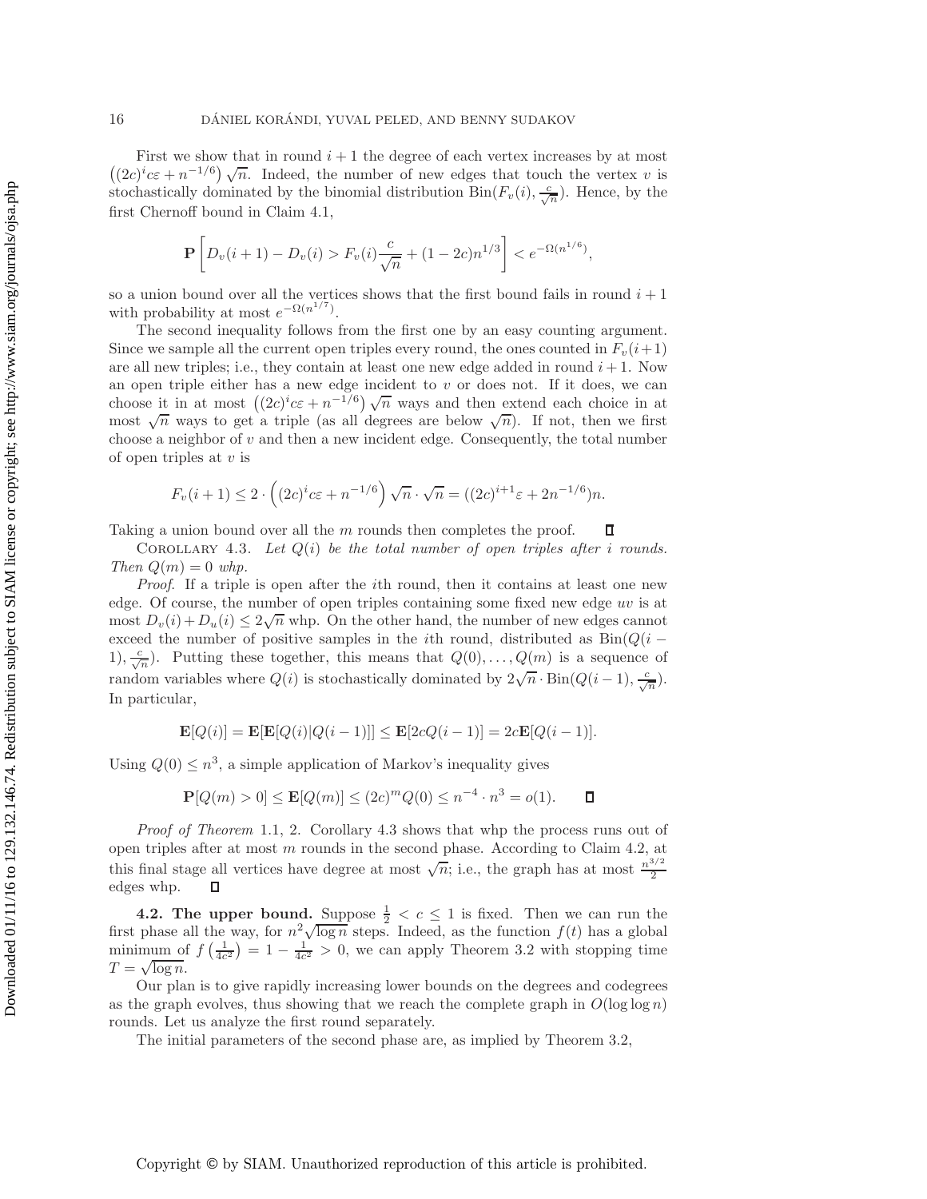First we show that in round $i+1$ the degree of each vertex increases by at most $\left((2c)^i c\varepsilon + n^{-1/6}\right)\sqrt{n}$. Indeed, the number of new edges that touch the vertex $v$ is stochastically dominated by the binomial distribution $\text{Bin}(F_v(i), \frac{c}{\sqrt{n}})$. Hence, by the first Chernoff bound in Claim 4.1,

$$\mathbf{P}\left[D_v(i+1) - D_v(i) > F_v(i)\frac{c}{\sqrt{n}} + (1-2c)n^{1/3}\right] < e^{-\Omega(n^{1/6})},$$

so a union bound over all the vertices shows that the first bound fails in round $i+1$ with probability at most $e^{-\Omega(n^{1/7})}$.

The second inequality follows from the first one by an easy counting argument. Since we sample all the current open triples every round, the ones counted in $F_v(i+1)$ are all new triples; i.e., they contain at least one new edge added in round $i+1$. Now an open triple either has a new edge incident to $v$ or does not. If it does, we can choose it in at most $\left((2c)^i c\varepsilon + n^{-1/6}\right)\sqrt{n}$ ways and then extend each choice in at most $\sqrt{n}$ ways to get a triple (as all degrees are below $\sqrt{n}$). If not, then we first choose a neighbor of $v$ and then a new incident edge. Consequently, the total number of open triples at $v$ is

$$F_v(i+1) \leq 2 \cdot \left((2c)^i c\varepsilon + n^{-1/6}\right)\sqrt{n} \cdot \sqrt{n} = ((2c)^{i+1}\varepsilon + 2n^{-1/6})n.$$

Taking a union bound over all the $m$ rounds then completes the proof. ∎

Corollary 4.3. *Let $Q(i)$ be the total number of open triples after $i$ rounds. Then $Q(m) = 0$ whp.*

*Proof*. If a triple is open after the $i$th round, then it contains at least one new edge. Of course, the number of open triples containing some fixed new edge $uv$ is at most $D_v(i) + D_u(i) \leq 2\sqrt{n}$ whp. On the other hand, the number of new edges cannot exceed the number of positive samples in the $i$th round, distributed as $\text{Bin}(Q(i-1), \frac{c}{\sqrt{n}})$. Putting these together, this means that $Q(0), \ldots, Q(m)$ is a sequence of random variables where $Q(i)$ is stochastically dominated by $2\sqrt{n} \cdot \text{Bin}(Q(i-1), \frac{c}{\sqrt{n}})$. In particular,

$$\mathbf{E}[Q(i)] = \mathbf{E}[\mathbf{E}[Q(i)|Q(i-1)]] \leq \mathbf{E}[2cQ(i-1)] = 2c\mathbf{E}[Q(i-1)].$$

Using $Q(0) \leq n^3$, a simple application of Markov's inequality gives

$$\mathbf{P}[Q(m) > 0] \leq \mathbf{E}[Q(m)] \leq (2c)^m Q(0) \leq n^{-4} \cdot n^3 = o(1). \qquad \square$$

*Proof of Theorem* 1.1, 2. Corollary 4.3 shows that whp the process runs out of open triples after at most $m$ rounds in the second phase. According to Claim 4.2, at this final stage all vertices have degree at most $\sqrt{n}$; i.e., the graph has at most $\frac{n^{3/2}}{2}$ edges whp. ∎

**4.2. The upper bound.** Suppose $\frac{1}{2} < c \leq 1$ is fixed. Then we can run the first phase all the way, for $n^2\sqrt{\log n}$ steps. Indeed, as the function $f(t)$ has a global minimum of $f\left(\frac{1}{4c^2}\right) = 1 - \frac{1}{4c^2} > 0$, we can apply Theorem 3.2 with stopping time $T = \sqrt{\log n}$.

Our plan is to give rapidly increasing lower bounds on the degrees and codegrees as the graph evolves, thus showing that we reach the complete graph in $O(\log\log n)$ rounds. Let us analyze the first round separately.

The initial parameters of the second phase are, as implied by Theorem 3.2,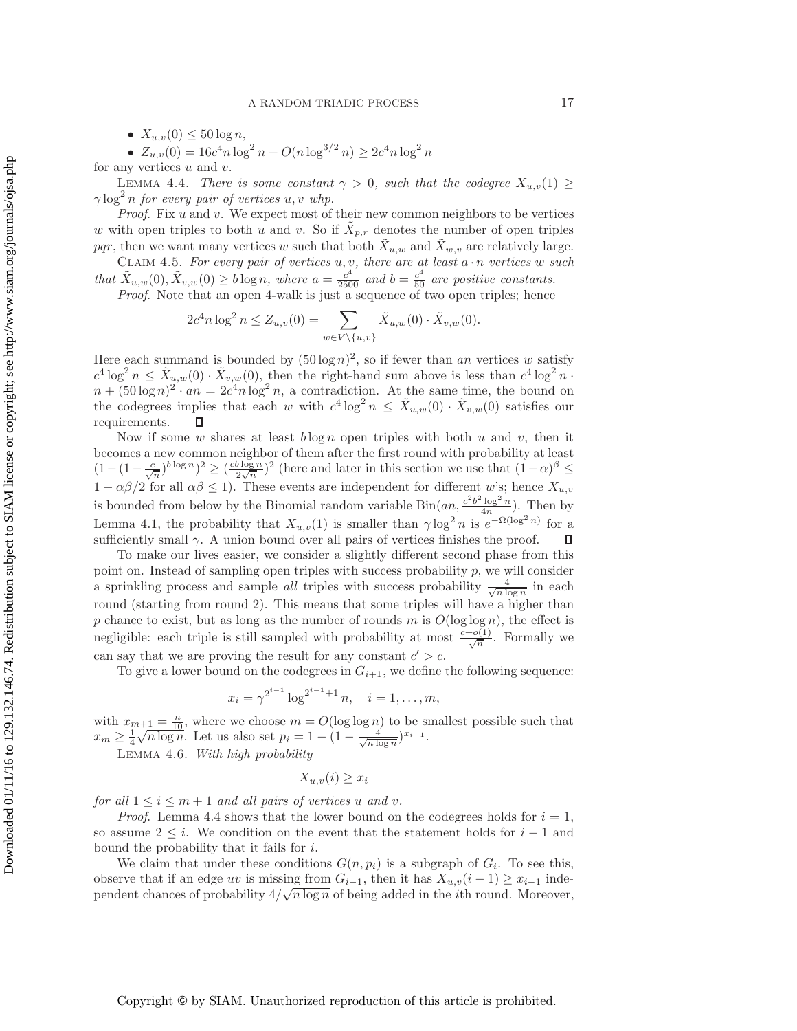- $X_{u,v}(0) \leq 50 \log n$,
- $Z_{u,v}(0) = 16c^4 n \log^2 n + O(n \log^{3/2} n) \geq 2c^4 n \log^2 n$

for any vertices $u$ and $v$.

LEMMA 4.4. *There is some constant $\gamma > 0$, such that the codegree $X_{u,v}(1) \geq \gamma \log^2 n$ for every pair of vertices $u, v$ whp.*

*Proof.* Fix $u$ and $v$. We expect most of their new common neighbors to be vertices $w$ with open triples to both $u$ and $v$. So if $\tilde{X}_{p,r}$ denotes the number of open triples $pqr$, then we want many vertices $w$ such that both $\tilde{X}_{u,w}$ and $\tilde{X}_{w,v}$ are relatively large.

CLAIM 4.5. *For every pair of vertices $u, v$, there are at least $a \cdot n$ vertices $w$ such that $\tilde{X}_{u,w}(0), \tilde{X}_{v,w}(0) \geq b \log n$, where $a = \frac{c^4}{2500}$ and $b = \frac{c^4}{50}$ are positive constants.*

*Proof.* Note that an open 4-walk is just a sequence of two open triples; hence

$$2c^4 n \log^2 n \leq Z_{u,v}(0) = \sum_{w \in V \setminus \{u,v\}} \tilde{X}_{u,w}(0) \cdot \tilde{X}_{v,w}(0).$$

Here each summand is bounded by $(50 \log n)^2$, so if fewer than $an$ vertices $w$ satisfy $c^4 \log^2 n \leq \tilde{X}_{u,w}(0) \cdot \tilde{X}_{v,w}(0)$, then the right-hand sum above is less than $c^4 \log^2 n \cdot n + (50 \log n)^2 \cdot an = 2c^4 n \log^2 n$, a contradiction. At the same time, the bound on the codegrees implies that each $w$ with $c^4 \log^2 n \leq \tilde{X}_{u,w}(0) \cdot \tilde{X}_{v,w}(0)$ satisfies our requirements. $\square$

Now if some $w$ shares at least $b \log n$ open triples with both $u$ and $v$, then it becomes a new common neighbor of them after the first round with probability at least $(1-(1-\frac{c}{\sqrt{n}})^{b \log n})^2 \geq (\frac{cb \log n}{2\sqrt{n}})^2$ (here and later in this section we use that $(1-\alpha)^\beta \leq 1 - \alpha\beta/2$ for all $\alpha\beta \leq 1$). These events are independent for different $w$'s; hence $X_{u,v}$ is bounded from below by the Binomial random variable $\text{Bin}(an, \frac{c^2 b^2 \log^2 n}{4n})$. Then by Lemma 4.1, the probability that $X_{u,v}(1)$ is smaller than $\gamma \log^2 n$ is $e^{-\Omega(\log^2 n)}$ for a sufficiently small $\gamma$. A union bound over all pairs of vertices finishes the proof. $\square$

To make our lives easier, we consider a slightly different second phase from this point on. Instead of sampling open triples with success probability $p$, we will consider a sprinkling process and sample *all* triples with success probability $\frac{4}{\sqrt{n \log n}}$ in each round (starting from round 2). This means that some triples will have a higher than $p$ chance to exist, but as long as the number of rounds $m$ is $O(\log \log n)$, the effect is negligible: each triple is still sampled with probability at most $\frac{c+o(1)}{\sqrt{n}}$. Formally we can say that we are proving the result for any constant $c' > c$.

To give a lower bound on the codegrees in $G_{i+1}$, we define the following sequence:

$$x_i = \gamma^{2^{i-1}} \log^{2^{i-1}+1} n, \quad i = 1, \ldots, m,$$

with $x_{m+1} = \frac{n}{10}$, where we choose $m = O(\log \log n)$ to be smallest possible such that $x_m \geq \frac{1}{4}\sqrt{n \log n}$. Let us also set $p_i = 1 - (1 - \frac{4}{\sqrt{n \log n}})^{x_{i-1}}$.

LEMMA 4.6. *With high probability*

$$X_{u,v}(i) \geq x_i$$

*for all $1 \leq i \leq m+1$ and all pairs of vertices $u$ and $v$.*

*Proof.* Lemma 4.4 shows that the lower bound on the codegrees holds for $i = 1$, so assume $2 \leq i$. We condition on the event that the statement holds for $i-1$ and bound the probability that it fails for $i$.

We claim that under these conditions $G(n, p_i)$ is a subgraph of $G_i$. To see this, observe that if an edge $uv$ is missing from $G_{i-1}$, then it has $X_{u,v}(i-1) \geq x_{i-1}$ independent chances of probability $4/\sqrt{n \log n}$ of being added in the $i$th round. Moreover,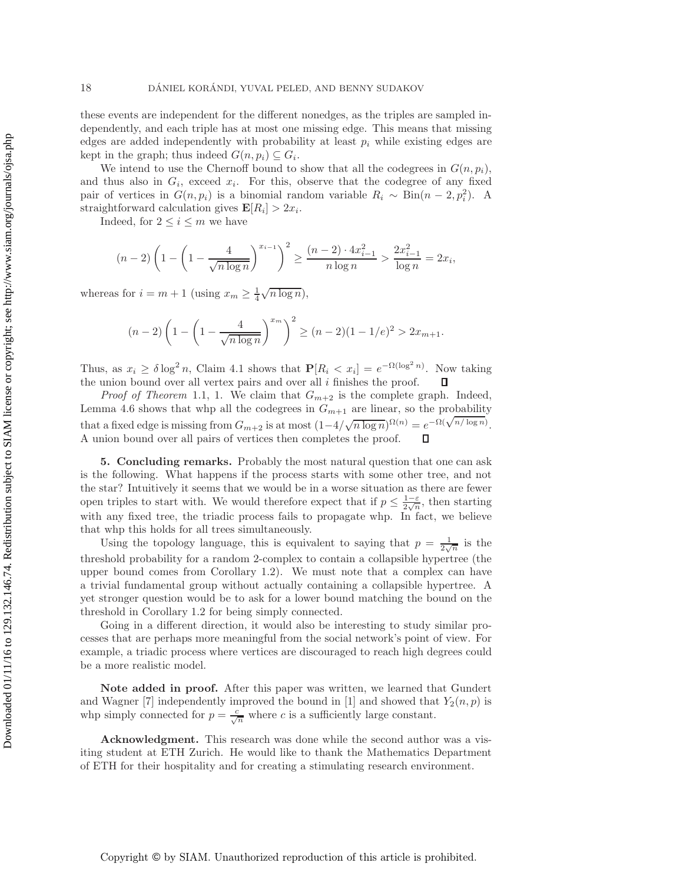these events are independent for the different nonedges, as the triples are sampled independently, and each triple has at most one missing edge. This means that missing edges are added independently with probability at least $p_i$ while existing edges are kept in the graph; thus indeed $G(n, p_i) \subseteq G_i$.

We intend to use the Chernoff bound to show that all the codegrees in $G(n, p_i)$, and thus also in $G_i$, exceed $x_i$. For this, observe that the codegree of any fixed pair of vertices in $G(n, p_i)$ is a binomial random variable $R_i \sim \text{Bin}(n-2, p_i^2)$. A straightforward calculation gives $\mathbf{E}[R_i] > 2x_i$.

Indeed, for $2 \le i \le m$ we have

$$(n-2)\left(1 - \left(1 - \frac{4}{\sqrt{n\log n}}\right)^{x_{i-1}}\right)^2 \ge \frac{(n-2)\cdot 4x_{i-1}^2}{n\log n} > \frac{2x_{i-1}^2}{\log n} = 2x_i,$$

whereas for $i = m+1$ (using $x_m \ge \frac{1}{4}\sqrt{n\log n}$),

$$(n-2)\left(1 - \left(1 - \frac{4}{\sqrt{n\log n}}\right)^{x_m}\right)^2 \ge (n-2)(1-1/e)^2 > 2x_{m+1}.$$

Thus, as $x_i \ge \delta \log^2 n$, Claim 4.1 shows that $\mathbf{P}[R_i < x_i] = e^{-\Omega(\log^2 n)}$. Now taking the union bound over all vertex pairs and over all $i$ finishes the proof. ∎

*Proof of Theorem* 1.1, 1. We claim that $G_{m+2}$ is the complete graph. Indeed, Lemma 4.6 shows that whp all the codegrees in $G_{m+1}$ are linear, so the probability that a fixed edge is missing from $G_{m+2}$ is at most $(1-4/\sqrt{n\log n})^{\Omega(n)} = e^{-\Omega(\sqrt{n/\log n})}$. A union bound over all pairs of vertices then completes the proof. ∎

**5. Concluding remarks.** Probably the most natural question that one can ask is the following. What happens if the process starts with some other tree, and not the star? Intuitively it seems that we would be in a worse situation as there are fewer open triples to start with. We would therefore expect that if $p \le \frac{1-\varepsilon}{2\sqrt{n}}$, then starting with any fixed tree, the triadic process fails to propagate whp. In fact, we believe that whp this holds for all trees simultaneously.

Using the topology language, this is equivalent to saying that $p = \frac{1}{2\sqrt{n}}$ is the threshold probability for a random 2-complex to contain a collapsible hypertree (the upper bound comes from Corollary 1.2). We must note that a complex can have a trivial fundamental group without actually containing a collapsible hypertree. A yet stronger question would be to ask for a lower bound matching the bound on the threshold in Corollary 1.2 for being simply connected.

Going in a different direction, it would also be interesting to study similar processes that are perhaps more meaningful from the social network's point of view. For example, a triadic process where vertices are discouraged to reach high degrees could be a more realistic model.

**Note added in proof.** After this paper was written, we learned that Gundert and Wagner [7] independently improved the bound in [1] and showed that $Y_2(n, p)$ is whp simply connected for $p = \frac{c}{\sqrt{n}}$ where $c$ is a sufficiently large constant.

**Acknowledgment.** This research was done while the second author was a visiting student at ETH Zurich. He would like to thank the Mathematics Department of ETH for their hospitality and for creating a stimulating research environment.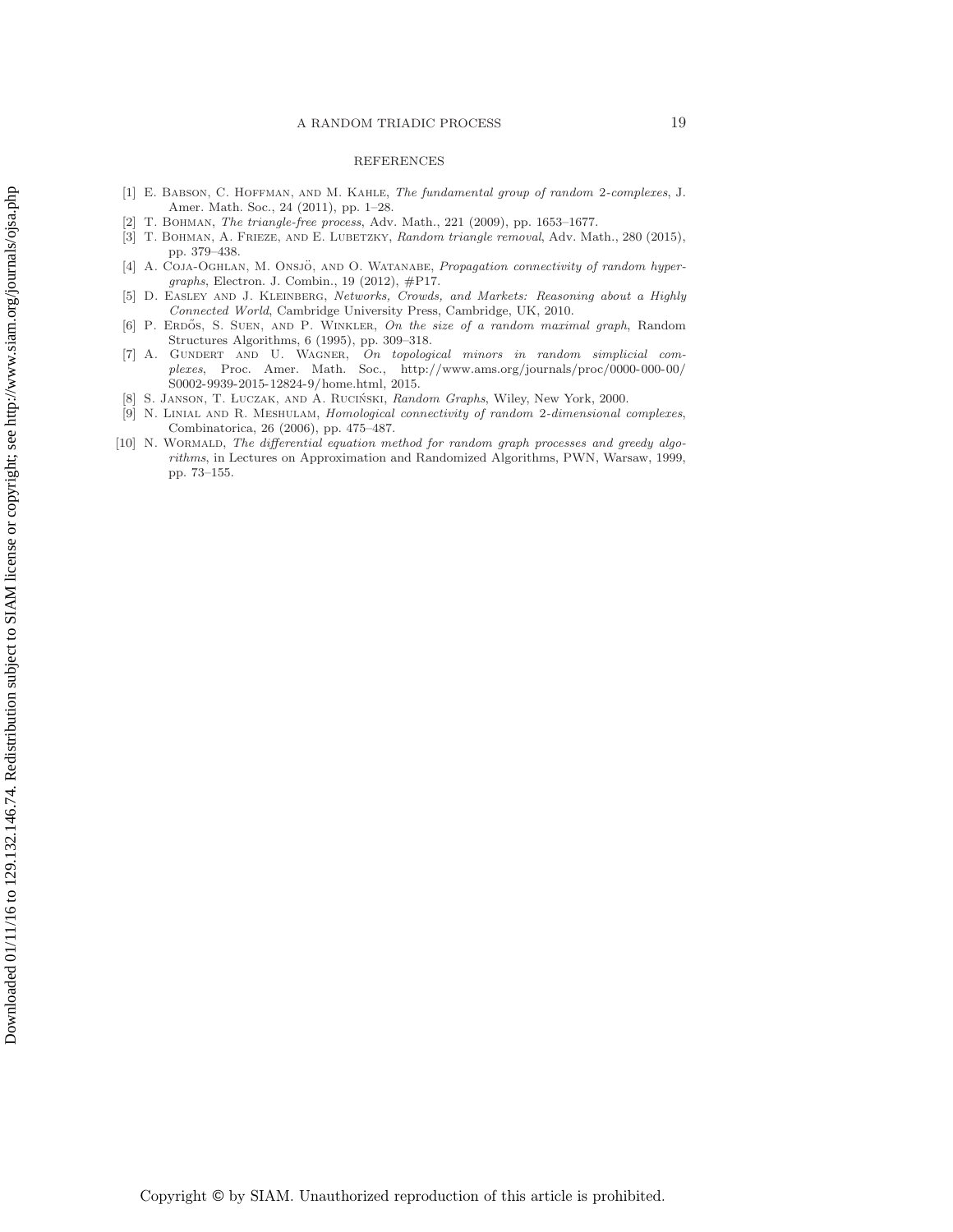## REFERENCES

[1] E. Babson, C. Hoffman, and M. Kahle, *The fundamental group of random 2-complexes*, J. Amer. Math. Soc., 24 (2011), pp. 1–28.

[2] T. Bohman, *The triangle-free process*, Adv. Math., 221 (2009), pp. 1653–1677.

[3] T. Bohman, A. Frieze, and E. Lubetzky, *Random triangle removal*, Adv. Math., 280 (2015), pp. 379–438.

[4] A. Coja-Oghlan, M. Onsjö, and O. Watanabe, *Propagation connectivity of random hypergraphs*, Electron. J. Combin., 19 (2012), #P17.

[5] D. Easley and J. Kleinberg, *Networks, Crowds, and Markets: Reasoning about a Highly Connected World*, Cambridge University Press, Cambridge, UK, 2010.

[6] P. Erdős, S. Suen, and P. Winkler, *On the size of a random maximal graph*, Random Structures Algorithms, 6 (1995), pp. 309–318.

[7] A. Gundert and U. Wagner, *On topological minors in random simplicial complexes*, Proc. Amer. Math. Soc., http://www.ams.org/journals/proc/0000-000-00/S0002-9939-2015-12824-9/home.html, 2015.

[8] S. Janson, T. Łuczak, and A. Ruciński, *Random Graphs*, Wiley, New York, 2000.

[9] N. Linial and R. Meshulam, *Homological connectivity of random 2-dimensional complexes*, Combinatorica, 26 (2006), pp. 475–487.

[10] N. Wormald, *The differential equation method for random graph processes and greedy algorithms*, in Lectures on Approximation and Randomized Algorithms, PWN, Warsaw, 1999, pp. 73–155.